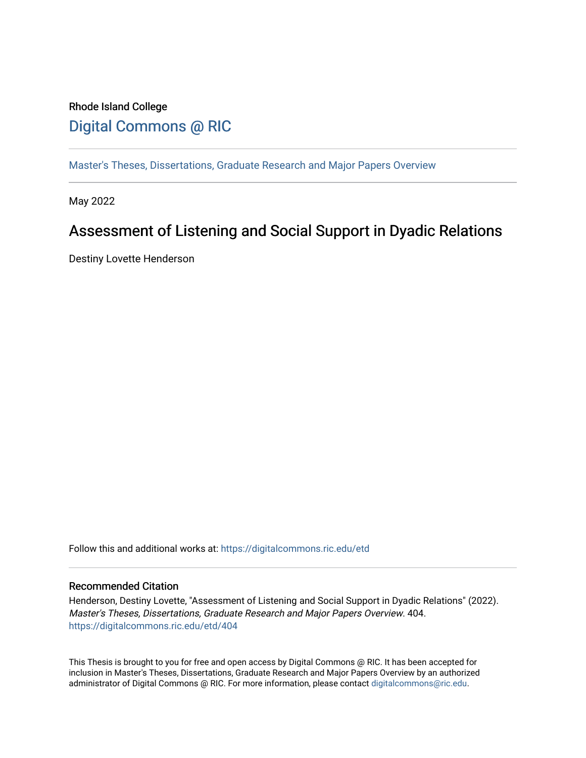Rhode Island College

# Digital Commons @ RIC

Master's Theses, Dissertations, Graduate Research and Major Papers Overview

May 2022

## Assessment of Listening and Social Support in Dyadic Relations

Destiny Lovette Henderson

Follow this and additional works at: https://digitalcommons.ric.edu/etd

### Recommended Citation

Henderson, Destiny Lovette, "Assessment of Listening and Social Support in Dyadic Relations" (2022). *Master's Theses, Dissertations, Graduate Research and Major Papers Overview*. 404.
https://digitalcommons.ric.edu/etd/404

This Thesis is brought to you for free and open access by Digital Commons @ RIC. It has been accepted for inclusion in Master's Theses, Dissertations, Graduate Research and Major Papers Overview by an authorized administrator of Digital Commons @ RIC. For more information, please contact digitalcommons@ric.edu.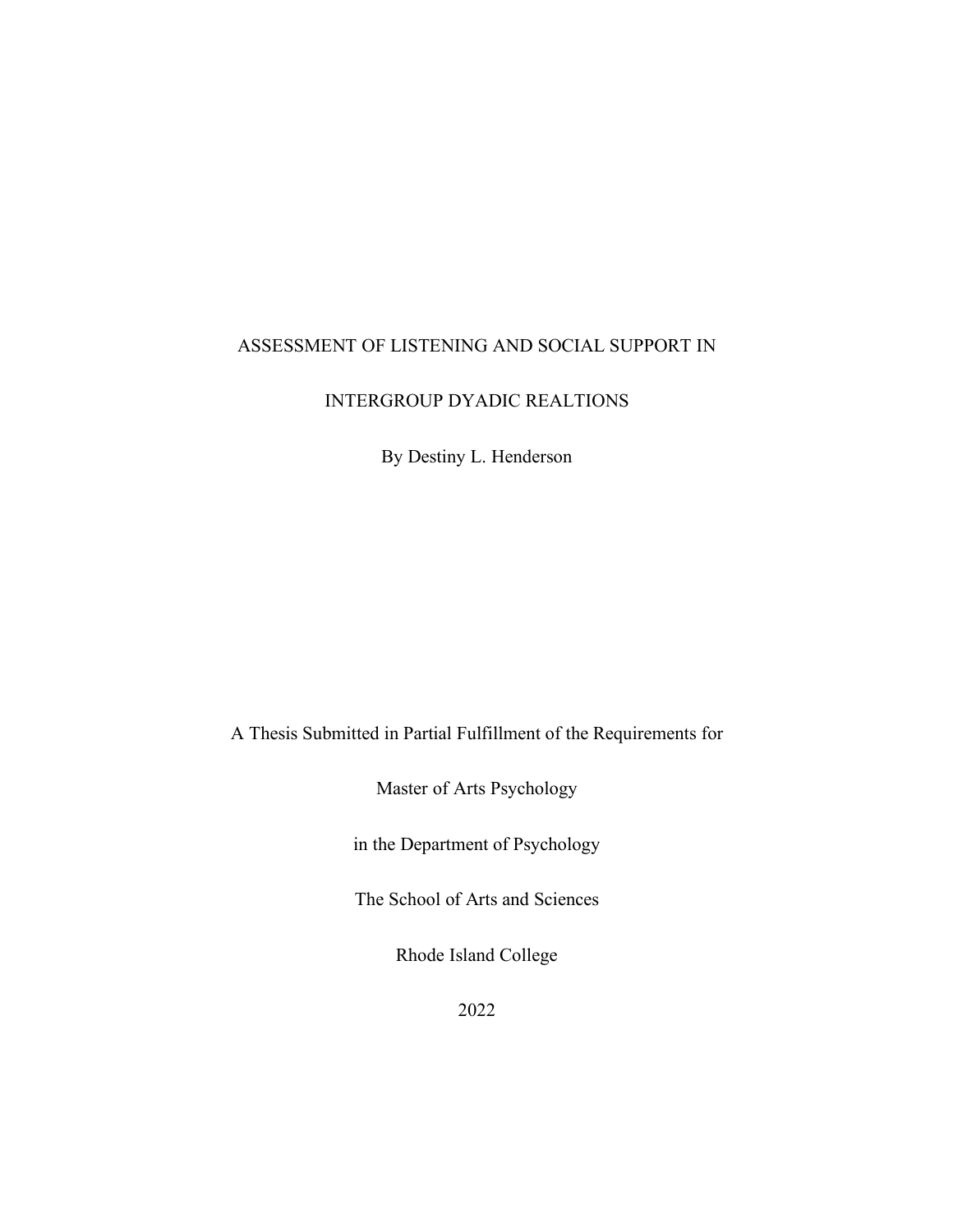# ASSESSMENT OF LISTENING AND SOCIAL SUPPORT IN INTERGROUP DYADIC REALTIONS

By Destiny L. Henderson

A Thesis Submitted in Partial Fulfillment of the Requirements for

Master of Arts Psychology

in the Department of Psychology

The School of Arts and Sciences

Rhode Island College

2022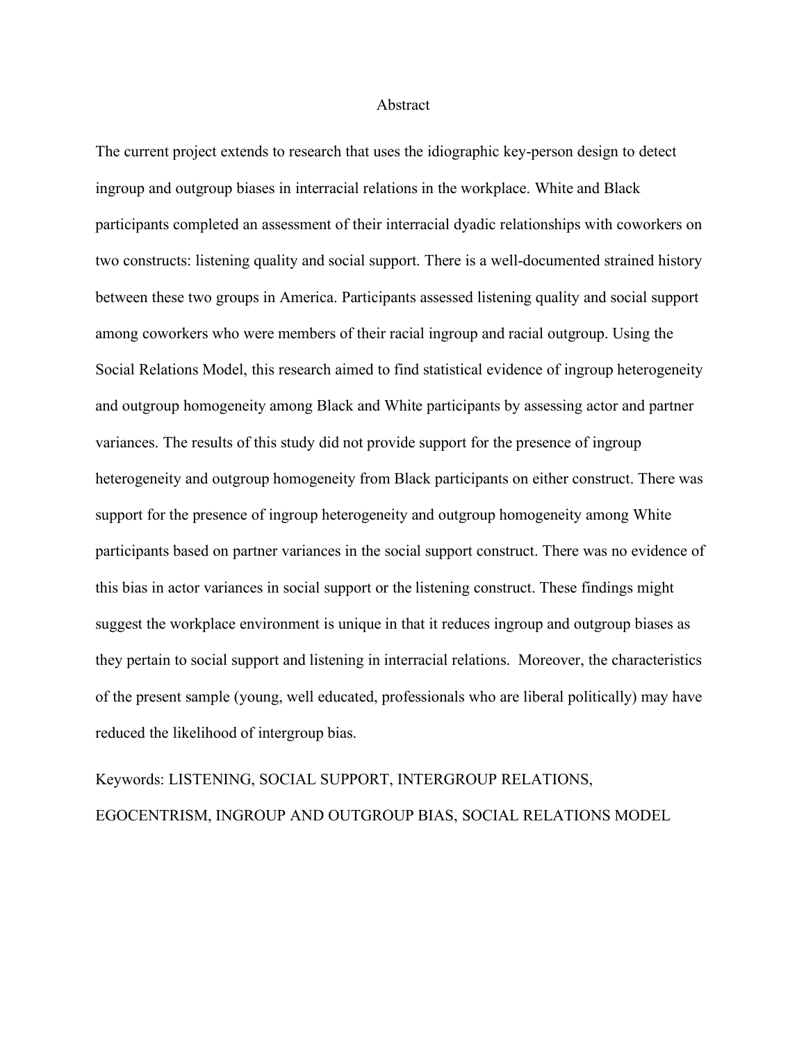# Abstract

The current project extends to research that uses the idiographic key-person design to detect ingroup and outgroup biases in interracial relations in the workplace. White and Black participants completed an assessment of their interracial dyadic relationships with coworkers on two constructs: listening quality and social support. There is a well-documented strained history between these two groups in America. Participants assessed listening quality and social support among coworkers who were members of their racial ingroup and racial outgroup. Using the Social Relations Model, this research aimed to find statistical evidence of ingroup heterogeneity and outgroup homogeneity among Black and White participants by assessing actor and partner variances. The results of this study did not provide support for the presence of ingroup heterogeneity and outgroup homogeneity from Black participants on either construct. There was support for the presence of ingroup heterogeneity and outgroup homogeneity among White participants based on partner variances in the social support construct. There was no evidence of this bias in actor variances in social support or the listening construct. These findings might suggest the workplace environment is unique in that it reduces ingroup and outgroup biases as they pertain to social support and listening in interracial relations. Moreover, the characteristics of the present sample (young, well educated, professionals who are liberal politically) may have reduced the likelihood of intergroup bias.

Keywords: LISTENING, SOCIAL SUPPORT, INTERGROUP RELATIONS, EGOCENTRISM, INGROUP AND OUTGROUP BIAS, SOCIAL RELATIONS MODEL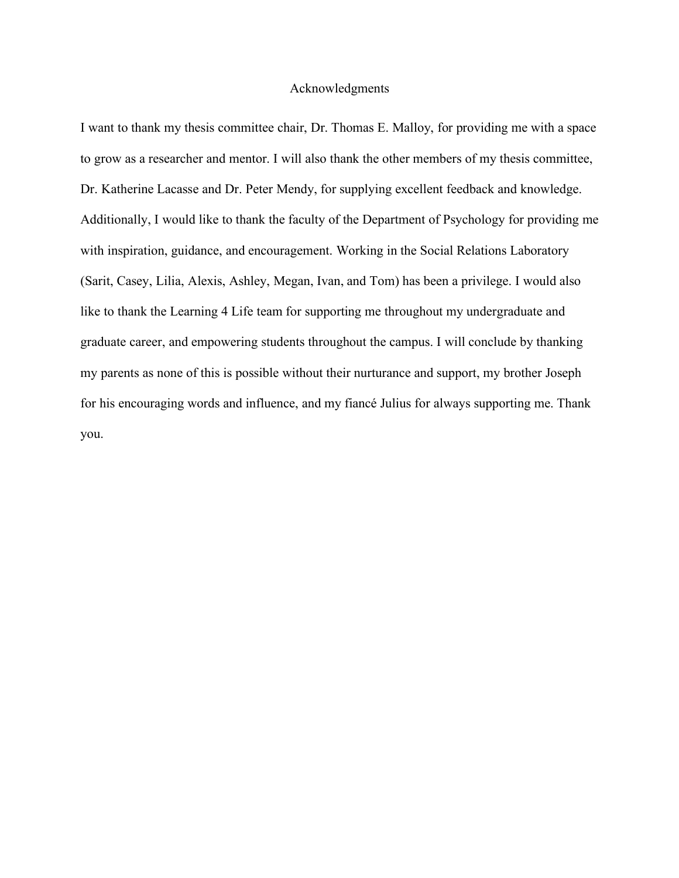# Acknowledgments

I want to thank my thesis committee chair, Dr. Thomas E. Malloy, for providing me with a space to grow as a researcher and mentor. I will also thank the other members of my thesis committee, Dr. Katherine Lacasse and Dr. Peter Mendy, for supplying excellent feedback and knowledge. Additionally, I would like to thank the faculty of the Department of Psychology for providing me with inspiration, guidance, and encouragement. Working in the Social Relations Laboratory (Sarit, Casey, Lilia, Alexis, Ashley, Megan, Ivan, and Tom) has been a privilege. I would also like to thank the Learning 4 Life team for supporting me throughout my undergraduate and graduate career, and empowering students throughout the campus. I will conclude by thanking my parents as none of this is possible without their nurturance and support, my brother Joseph for his encouraging words and influence, and my fiancé Julius for always supporting me. Thank you.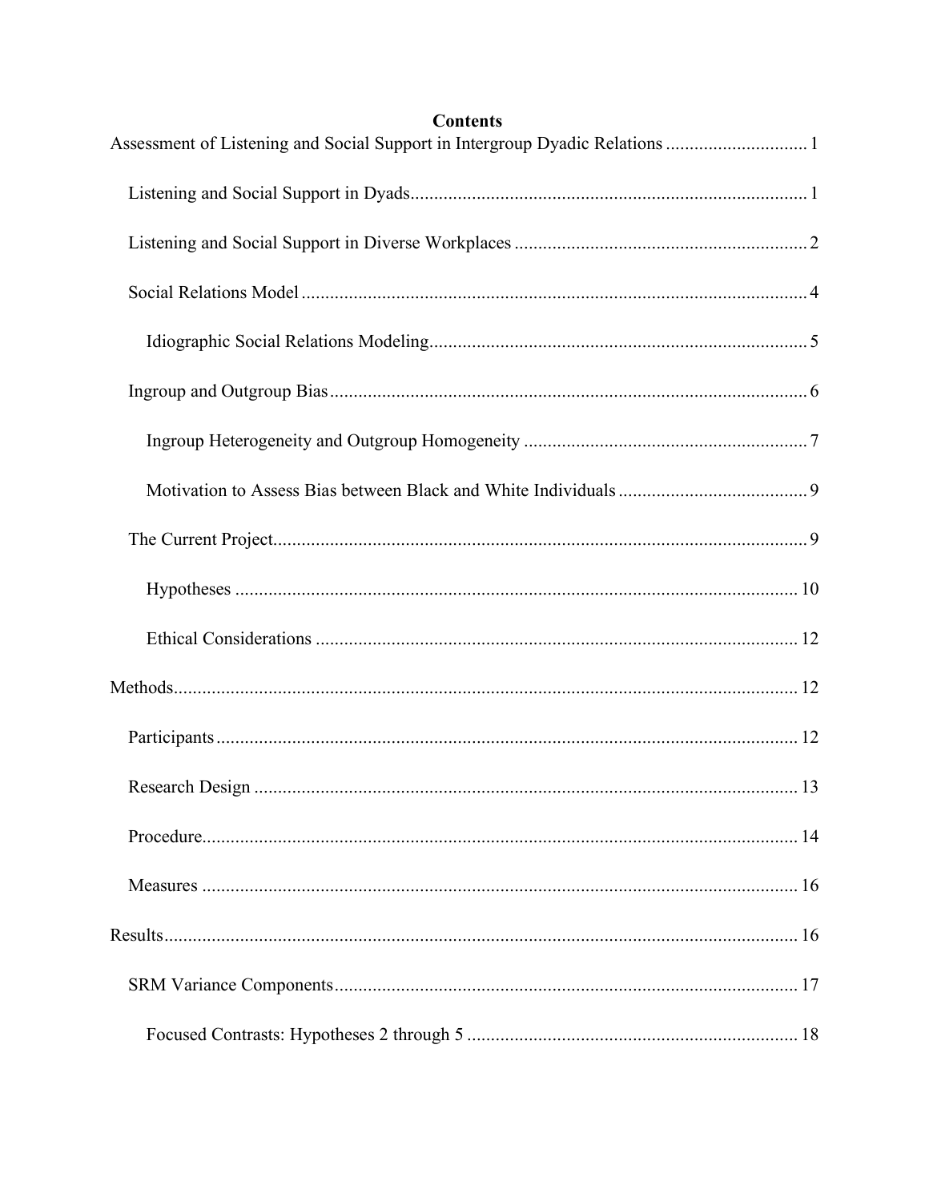# Contents

Assessment of Listening and Social Support in Intergroup Dyadic Relations ............................. 1

- Listening and Social Support in Dyads ................................................................................... 1
- Listening and Social Support in Diverse Workplaces ............................................................. 2
- Social Relations Model ........................................................................................................... 4
  - Idiographic Social Relations Modeling ............................................................................... 5
- Ingroup and Outgroup Bias .................................................................................................... 6
  - Ingroup Heterogeneity and Outgroup Homogeneity ........................................................... 7
  - Motivation to Assess Bias between Black and White Individuals ....................................... 9
- The Current Project ................................................................................................................ 9
  - Hypotheses ....................................................................................................................... 10
  - Ethical Considerations ...................................................................................................... 12

Methods .................................................................................................................................... 12

- Participants ........................................................................................................................... 12
- Research Design ................................................................................................................... 13
- Procedure .............................................................................................................................. 14
- Measures .............................................................................................................................. 16

Results ...................................................................................................................................... 16

- SRM Variance Components .................................................................................................. 17
  - Focused Contrasts: Hypotheses 2 through 5 ..................................................................... 18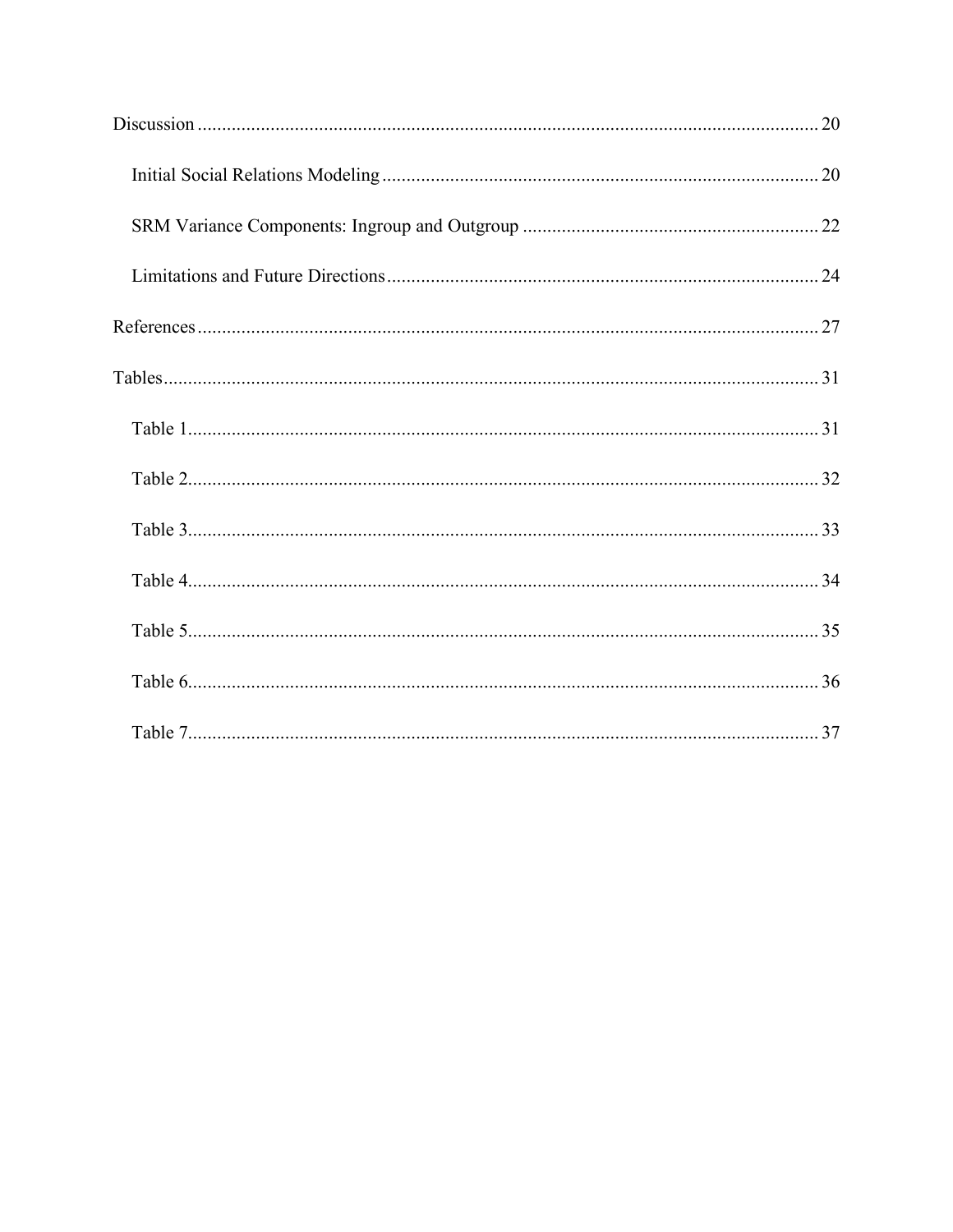Discussion ........................................................................................................................ 20

    Initial Social Relations Modeling ......................................................................................... 20

    SRM Variance Components: Ingroup and Outgroup ............................................................ 22

    Limitations and Future Directions ........................................................................................ 24

References ........................................................................................................................ 27

Tables ................................................................................................................................ 31

    Table 1 .................................................................................................................................. 31

    Table 2 .................................................................................................................................. 32

    Table 3 .................................................................................................................................. 33

    Table 4 .................................................................................................................................. 34

    Table 5 .................................................................................................................................. 35

    Table 6 .................................................................................................................................. 36

    Table 7 .................................................................................................................................. 37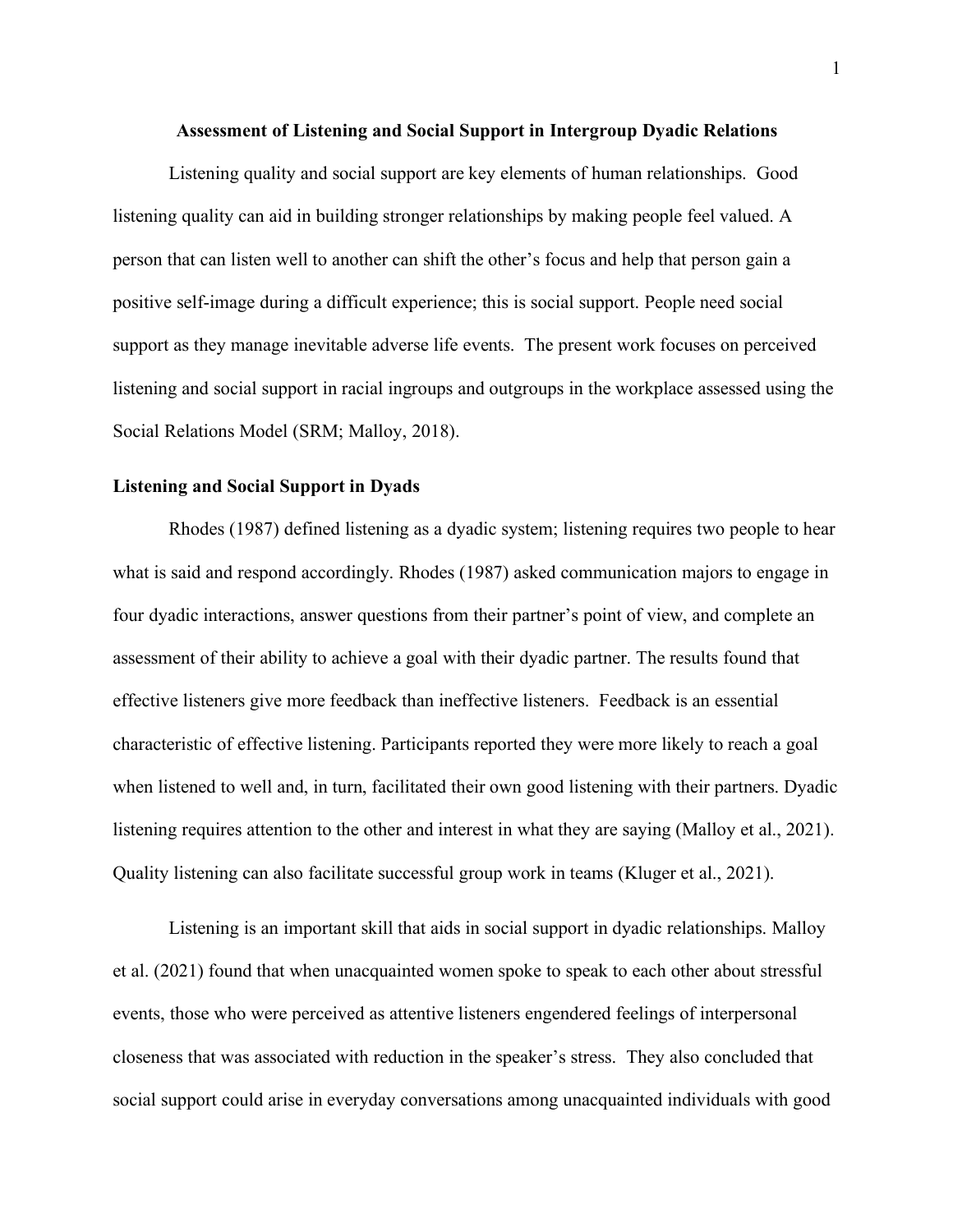# Assessment of Listening and Social Support in Intergroup Dyadic Relations

Listening quality and social support are key elements of human relationships. Good listening quality can aid in building stronger relationships by making people feel valued. A person that can listen well to another can shift the other's focus and help that person gain a positive self-image during a difficult experience; this is social support. People need social support as they manage inevitable adverse life events. The present work focuses on perceived listening and social support in racial ingroups and outgroups in the workplace assessed using the Social Relations Model (SRM; Malloy, 2018).

## Listening and Social Support in Dyads

Rhodes (1987) defined listening as a dyadic system; listening requires two people to hear what is said and respond accordingly. Rhodes (1987) asked communication majors to engage in four dyadic interactions, answer questions from their partner's point of view, and complete an assessment of their ability to achieve a goal with their dyadic partner. The results found that effective listeners give more feedback than ineffective listeners. Feedback is an essential characteristic of effective listening. Participants reported they were more likely to reach a goal when listened to well and, in turn, facilitated their own good listening with their partners. Dyadic listening requires attention to the other and interest in what they are saying (Malloy et al., 2021). Quality listening can also facilitate successful group work in teams (Kluger et al., 2021).

Listening is an important skill that aids in social support in dyadic relationships. Malloy et al. (2021) found that when unacquainted women spoke to speak to each other about stressful events, those who were perceived as attentive listeners engendered feelings of interpersonal closeness that was associated with reduction in the speaker's stress. They also concluded that social support could arise in everyday conversations among unacquainted individuals with good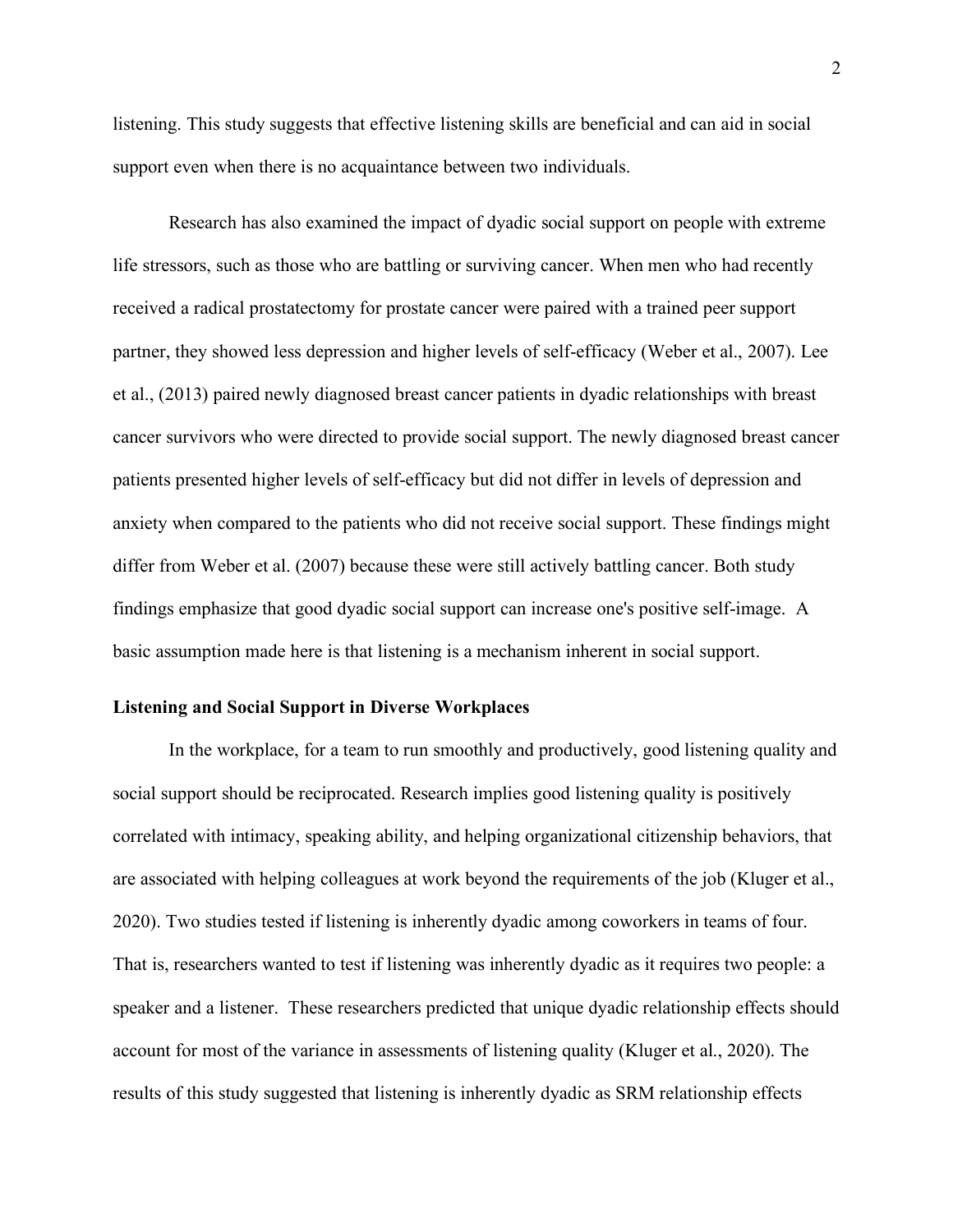listening. This study suggests that effective listening skills are beneficial and can aid in social support even when there is no acquaintance between two individuals.

Research has also examined the impact of dyadic social support on people with extreme life stressors, such as those who are battling or surviving cancer. When men who had recently received a radical prostatectomy for prostate cancer were paired with a trained peer support partner, they showed less depression and higher levels of self-efficacy (Weber et al., 2007). Lee et al., (2013) paired newly diagnosed breast cancer patients in dyadic relationships with breast cancer survivors who were directed to provide social support. The newly diagnosed breast cancer patients presented higher levels of self-efficacy but did not differ in levels of depression and anxiety when compared to the patients who did not receive social support. These findings might differ from Weber et al. (2007) because these were still actively battling cancer. Both study findings emphasize that good dyadic social support can increase one's positive self-image. A basic assumption made here is that listening is a mechanism inherent in social support.

**Listening and Social Support in Diverse Workplaces**

In the workplace, for a team to run smoothly and productively, good listening quality and social support should be reciprocated. Research implies good listening quality is positively correlated with intimacy, speaking ability, and helping organizational citizenship behaviors, that are associated with helping colleagues at work beyond the requirements of the job (Kluger et al., 2020). Two studies tested if listening is inherently dyadic among coworkers in teams of four. That is, researchers wanted to test if listening was inherently dyadic as it requires two people: a speaker and a listener. These researchers predicted that unique dyadic relationship effects should account for most of the variance in assessments of listening quality (Kluger et al., 2020). The results of this study suggested that listening is inherently dyadic as SRM relationship effects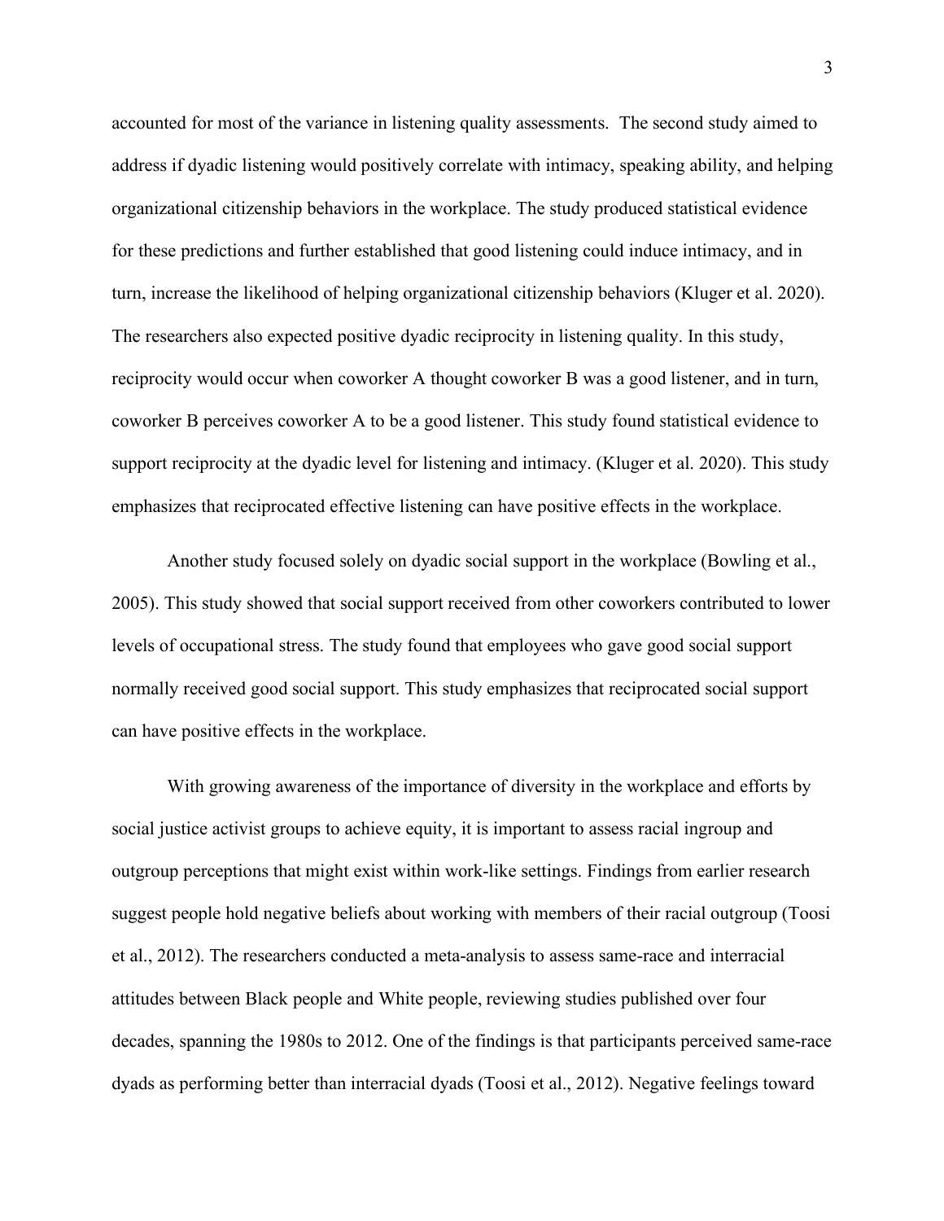accounted for most of the variance in listening quality assessments. The second study aimed to address if dyadic listening would positively correlate with intimacy, speaking ability, and helping organizational citizenship behaviors in the workplace. The study produced statistical evidence for these predictions and further established that good listening could induce intimacy, and in turn, increase the likelihood of helping organizational citizenship behaviors (Kluger et al. 2020). The researchers also expected positive dyadic reciprocity in listening quality. In this study, reciprocity would occur when coworker A thought coworker B was a good listener, and in turn, coworker B perceives coworker A to be a good listener. This study found statistical evidence to support reciprocity at the dyadic level for listening and intimacy. (Kluger et al. 2020). This study emphasizes that reciprocated effective listening can have positive effects in the workplace.

Another study focused solely on dyadic social support in the workplace (Bowling et al., 2005). This study showed that social support received from other coworkers contributed to lower levels of occupational stress. The study found that employees who gave good social support normally received good social support. This study emphasizes that reciprocated social support can have positive effects in the workplace.

With growing awareness of the importance of diversity in the workplace and efforts by social justice activist groups to achieve equity, it is important to assess racial ingroup and outgroup perceptions that might exist within work-like settings. Findings from earlier research suggest people hold negative beliefs about working with members of their racial outgroup (Toosi et al., 2012). The researchers conducted a meta-analysis to assess same-race and interracial attitudes between Black people and White people, reviewing studies published over four decades, spanning the 1980s to 2012. One of the findings is that participants perceived same-race dyads as performing better than interracial dyads (Toosi et al., 2012). Negative feelings toward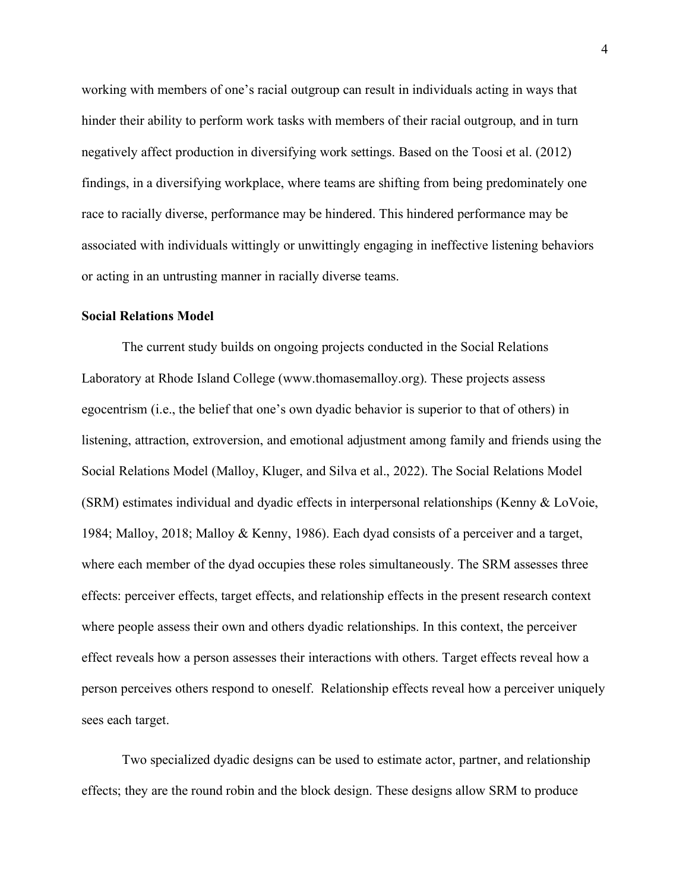working with members of one's racial outgroup can result in individuals acting in ways that hinder their ability to perform work tasks with members of their racial outgroup, and in turn negatively affect production in diversifying work settings. Based on the Toosi et al. (2012) findings, in a diversifying workplace, where teams are shifting from being predominately one race to racially diverse, performance may be hindered. This hindered performance may be associated with individuals wittingly or unwittingly engaging in ineffective listening behaviors or acting in an untrusting manner in racially diverse teams.

**Social Relations Model**

The current study builds on ongoing projects conducted in the Social Relations Laboratory at Rhode Island College (www.thomasemalloy.org). These projects assess egocentrism (i.e., the belief that one's own dyadic behavior is superior to that of others) in listening, attraction, extroversion, and emotional adjustment among family and friends using the Social Relations Model (Malloy, Kluger, and Silva et al., 2022). The Social Relations Model (SRM) estimates individual and dyadic effects in interpersonal relationships (Kenny & LoVoie, 1984; Malloy, 2018; Malloy & Kenny, 1986). Each dyad consists of a perceiver and a target, where each member of the dyad occupies these roles simultaneously. The SRM assesses three effects: perceiver effects, target effects, and relationship effects in the present research context where people assess their own and others dyadic relationships. In this context, the perceiver effect reveals how a person assesses their interactions with others. Target effects reveal how a person perceives others respond to oneself. Relationship effects reveal how a perceiver uniquely sees each target.

Two specialized dyadic designs can be used to estimate actor, partner, and relationship effects; they are the round robin and the block design. These designs allow SRM to produce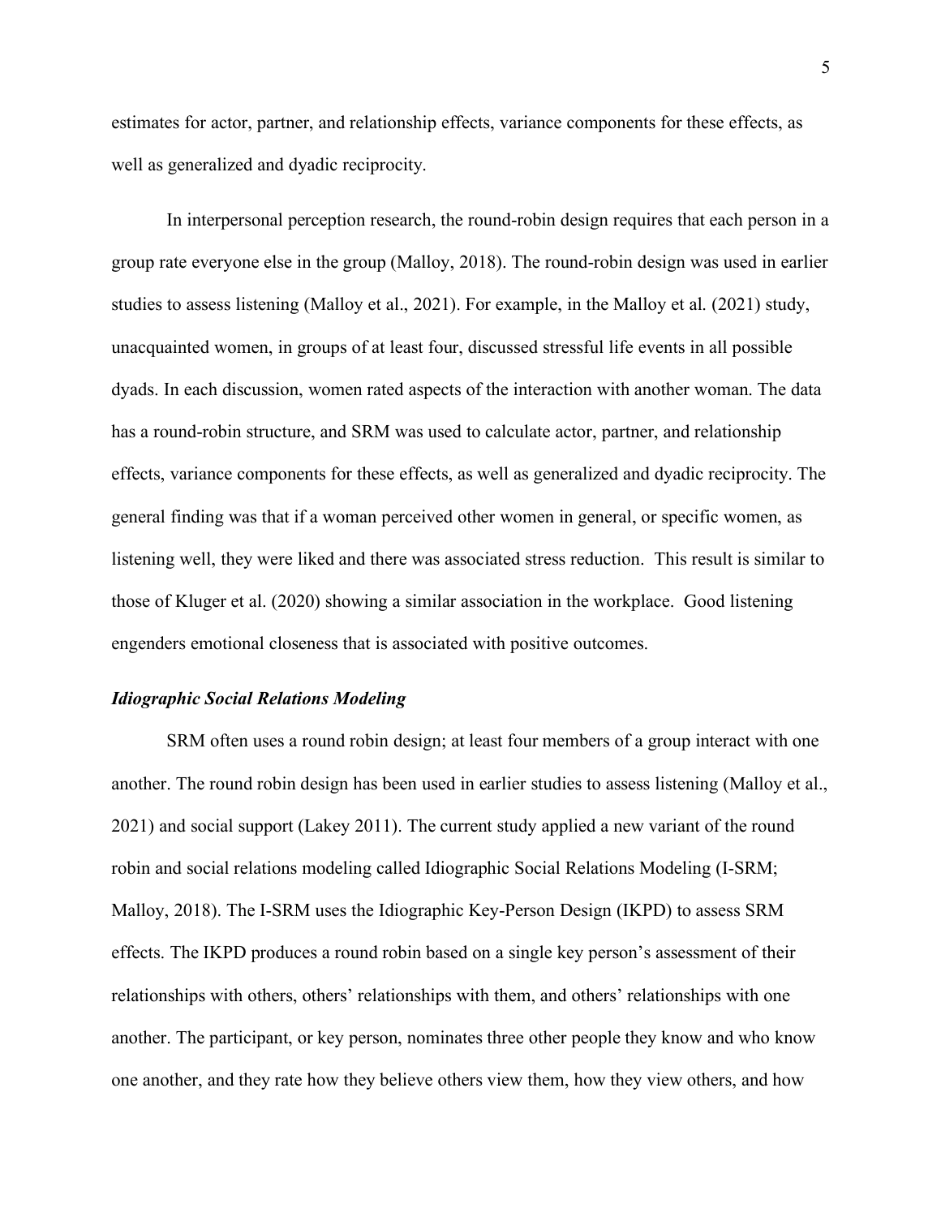estimates for actor, partner, and relationship effects, variance components for these effects, as well as generalized and dyadic reciprocity.

In interpersonal perception research, the round-robin design requires that each person in a group rate everyone else in the group (Malloy, 2018). The round-robin design was used in earlier studies to assess listening (Malloy et al., 2021). For example, in the Malloy et al. (2021) study, unacquainted women, in groups of at least four, discussed stressful life events in all possible dyads. In each discussion, women rated aspects of the interaction with another woman. The data has a round-robin structure, and SRM was used to calculate actor, partner, and relationship effects, variance components for these effects, as well as generalized and dyadic reciprocity. The general finding was that if a woman perceived other women in general, or specific women, as listening well, they were liked and there was associated stress reduction. This result is similar to those of Kluger et al. (2020) showing a similar association in the workplace. Good listening engenders emotional closeness that is associated with positive outcomes.

### *Idiographic Social Relations Modeling*

SRM often uses a round robin design; at least four members of a group interact with one another. The round robin design has been used in earlier studies to assess listening (Malloy et al., 2021) and social support (Lakey 2011). The current study applied a new variant of the round robin and social relations modeling called Idiographic Social Relations Modeling (I-SRM; Malloy, 2018). The I-SRM uses the Idiographic Key-Person Design (IKPD) to assess SRM effects. The IKPD produces a round robin based on a single key person's assessment of their relationships with others, others' relationships with them, and others' relationships with one another. The participant, or key person, nominates three other people they know and who know one another, and they rate how they believe others view them, how they view others, and how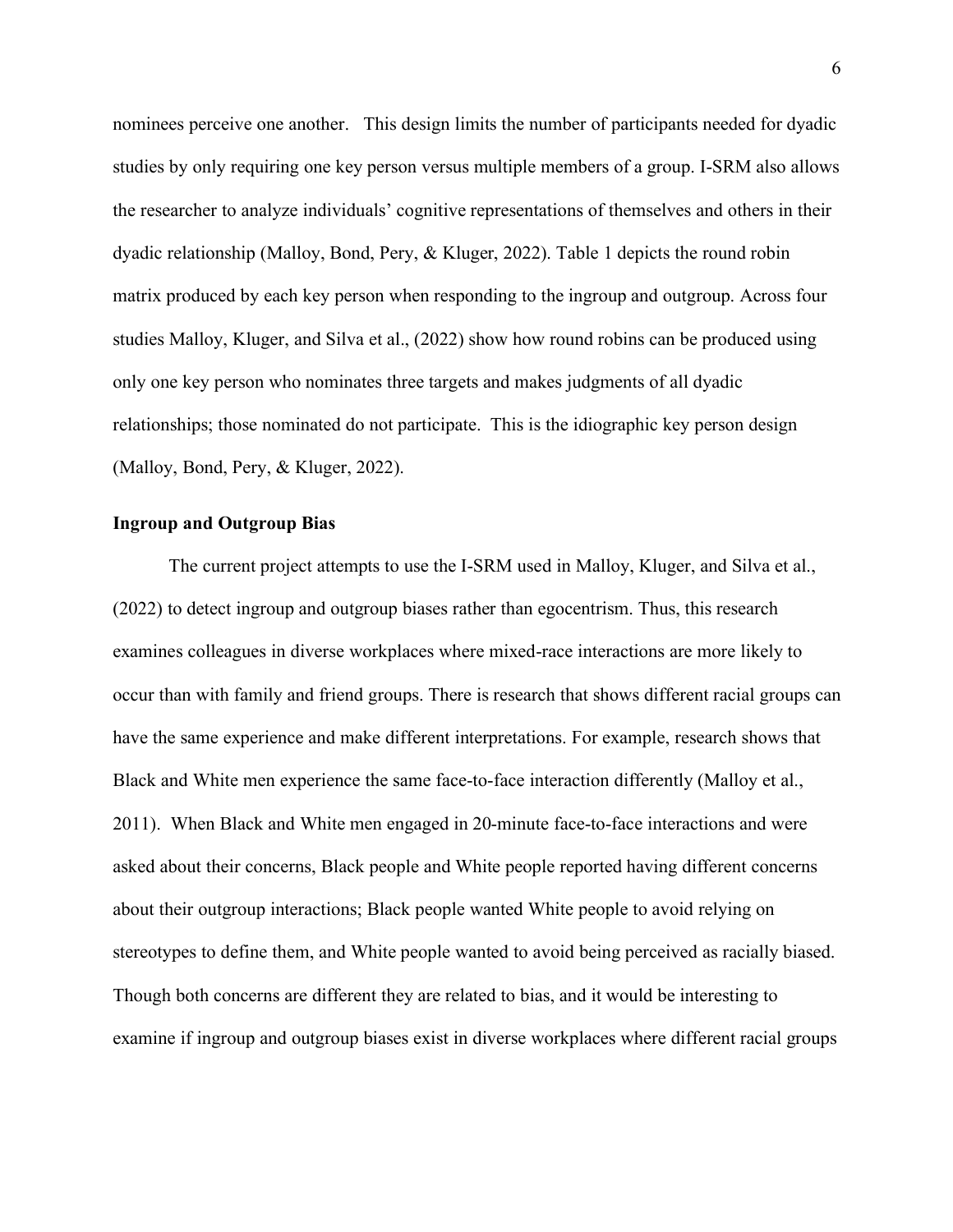nominees perceive one another. This design limits the number of participants needed for dyadic studies by only requiring one key person versus multiple members of a group. I-SRM also allows the researcher to analyze individuals' cognitive representations of themselves and others in their dyadic relationship (Malloy, Bond, Pery, & Kluger, 2022). Table 1 depicts the round robin matrix produced by each key person when responding to the ingroup and outgroup. Across four studies Malloy, Kluger, and Silva et al., (2022) show how round robins can be produced using only one key person who nominates three targets and makes judgments of all dyadic relationships; those nominated do not participate. This is the idiographic key person design (Malloy, Bond, Pery, & Kluger, 2022).

## Ingroup and Outgroup Bias

The current project attempts to use the I-SRM used in Malloy, Kluger, and Silva et al., (2022) to detect ingroup and outgroup biases rather than egocentrism. Thus, this research examines colleagues in diverse workplaces where mixed-race interactions are more likely to occur than with family and friend groups. There is research that shows different racial groups can have the same experience and make different interpretations. For example, research shows that Black and White men experience the same face-to-face interaction differently (Malloy et al., 2011). When Black and White men engaged in 20-minute face-to-face interactions and were asked about their concerns, Black people and White people reported having different concerns about their outgroup interactions; Black people wanted White people to avoid relying on stereotypes to define them, and White people wanted to avoid being perceived as racially biased. Though both concerns are different they are related to bias, and it would be interesting to examine if ingroup and outgroup biases exist in diverse workplaces where different racial groups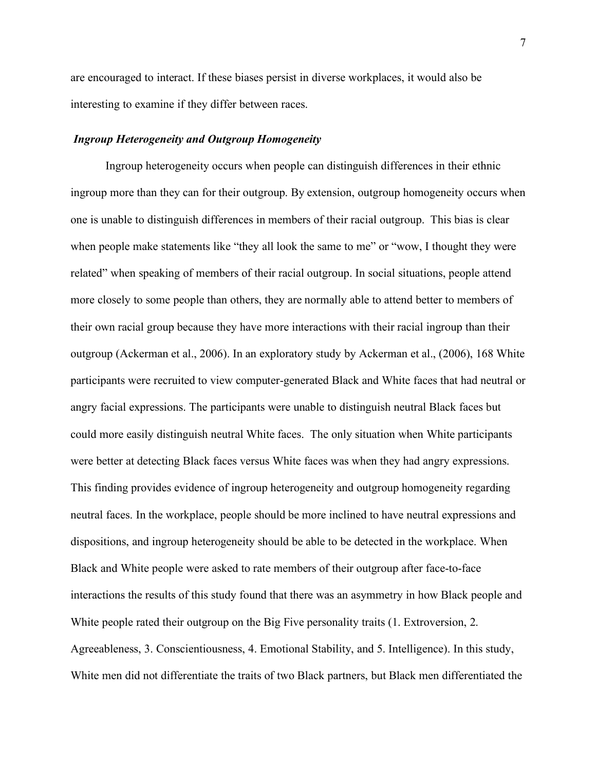are encouraged to interact. If these biases persist in diverse workplaces, it would also be interesting to examine if they differ between races.

### *Ingroup Heterogeneity and Outgroup Homogeneity*

Ingroup heterogeneity occurs when people can distinguish differences in their ethnic ingroup more than they can for their outgroup. By extension, outgroup homogeneity occurs when one is unable to distinguish differences in members of their racial outgroup. This bias is clear when people make statements like "they all look the same to me" or "wow, I thought they were related" when speaking of members of their racial outgroup. In social situations, people attend more closely to some people than others, they are normally able to attend better to members of their own racial group because they have more interactions with their racial ingroup than their outgroup (Ackerman et al., 2006). In an exploratory study by Ackerman et al., (2006), 168 White participants were recruited to view computer-generated Black and White faces that had neutral or angry facial expressions. The participants were unable to distinguish neutral Black faces but could more easily distinguish neutral White faces. The only situation when White participants were better at detecting Black faces versus White faces was when they had angry expressions. This finding provides evidence of ingroup heterogeneity and outgroup homogeneity regarding neutral faces. In the workplace, people should be more inclined to have neutral expressions and dispositions, and ingroup heterogeneity should be able to be detected in the workplace. When Black and White people were asked to rate members of their outgroup after face-to-face interactions the results of this study found that there was an asymmetry in how Black people and White people rated their outgroup on the Big Five personality traits (1. Extroversion, 2. Agreeableness, 3. Conscientiousness, 4. Emotional Stability, and 5. Intelligence). In this study, White men did not differentiate the traits of two Black partners, but Black men differentiated the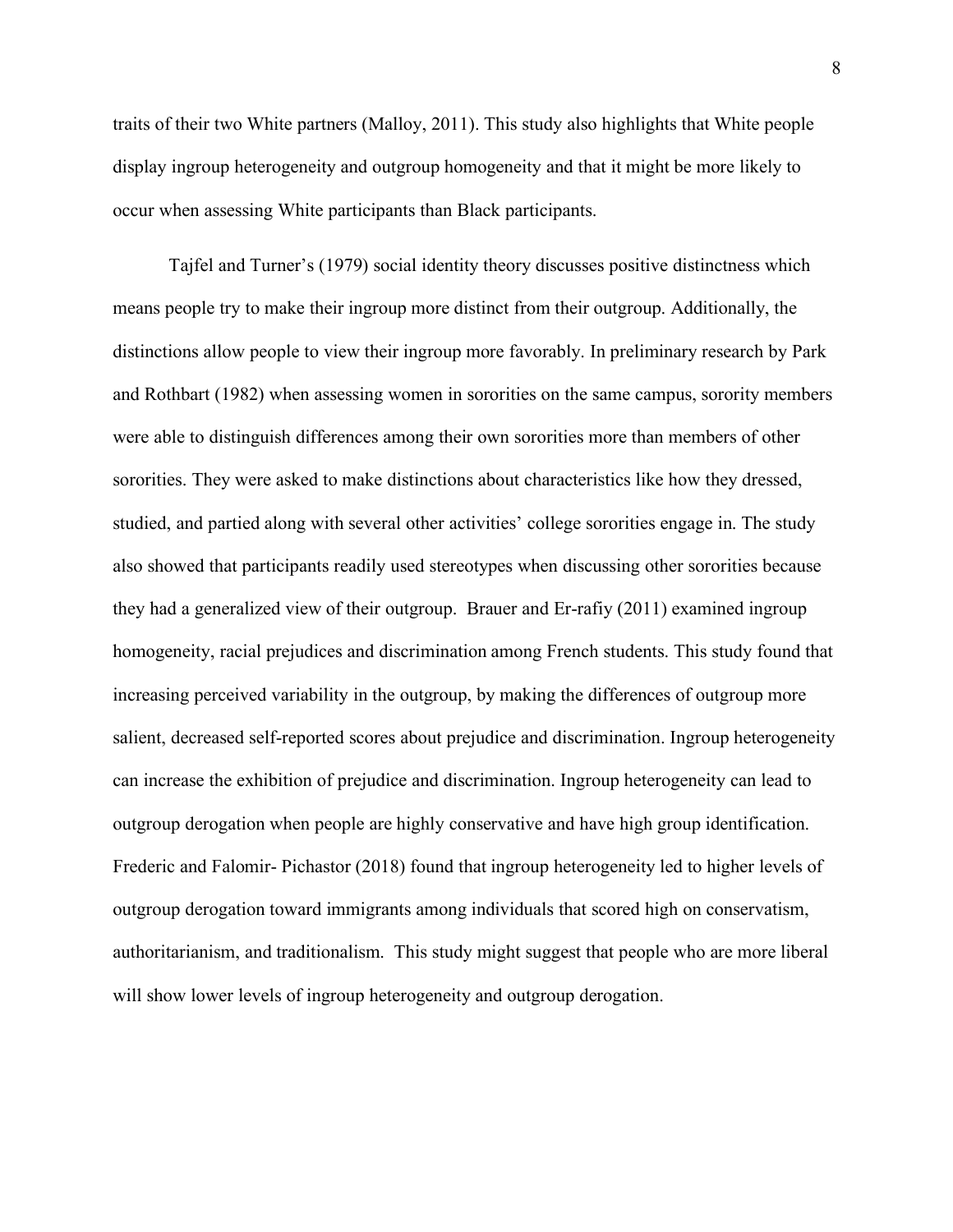traits of their two White partners (Malloy, 2011). This study also highlights that White people display ingroup heterogeneity and outgroup homogeneity and that it might be more likely to occur when assessing White participants than Black participants.

Tajfel and Turner's (1979) social identity theory discusses positive distinctness which means people try to make their ingroup more distinct from their outgroup. Additionally, the distinctions allow people to view their ingroup more favorably. In preliminary research by Park and Rothbart (1982) when assessing women in sororities on the same campus, sorority members were able to distinguish differences among their own sororities more than members of other sororities. They were asked to make distinctions about characteristics like how they dressed, studied, and partied along with several other activities' college sororities engage in. The study also showed that participants readily used stereotypes when discussing other sororities because they had a generalized view of their outgroup. Brauer and Er-rafiy (2011) examined ingroup homogeneity, racial prejudices and discrimination among French students. This study found that increasing perceived variability in the outgroup, by making the differences of outgroup more salient, decreased self-reported scores about prejudice and discrimination. Ingroup heterogeneity can increase the exhibition of prejudice and discrimination. Ingroup heterogeneity can lead to outgroup derogation when people are highly conservative and have high group identification. Frederic and Falomir- Pichastor (2018) found that ingroup heterogeneity led to higher levels of outgroup derogation toward immigrants among individuals that scored high on conservatism, authoritarianism, and traditionalism. This study might suggest that people who are more liberal will show lower levels of ingroup heterogeneity and outgroup derogation.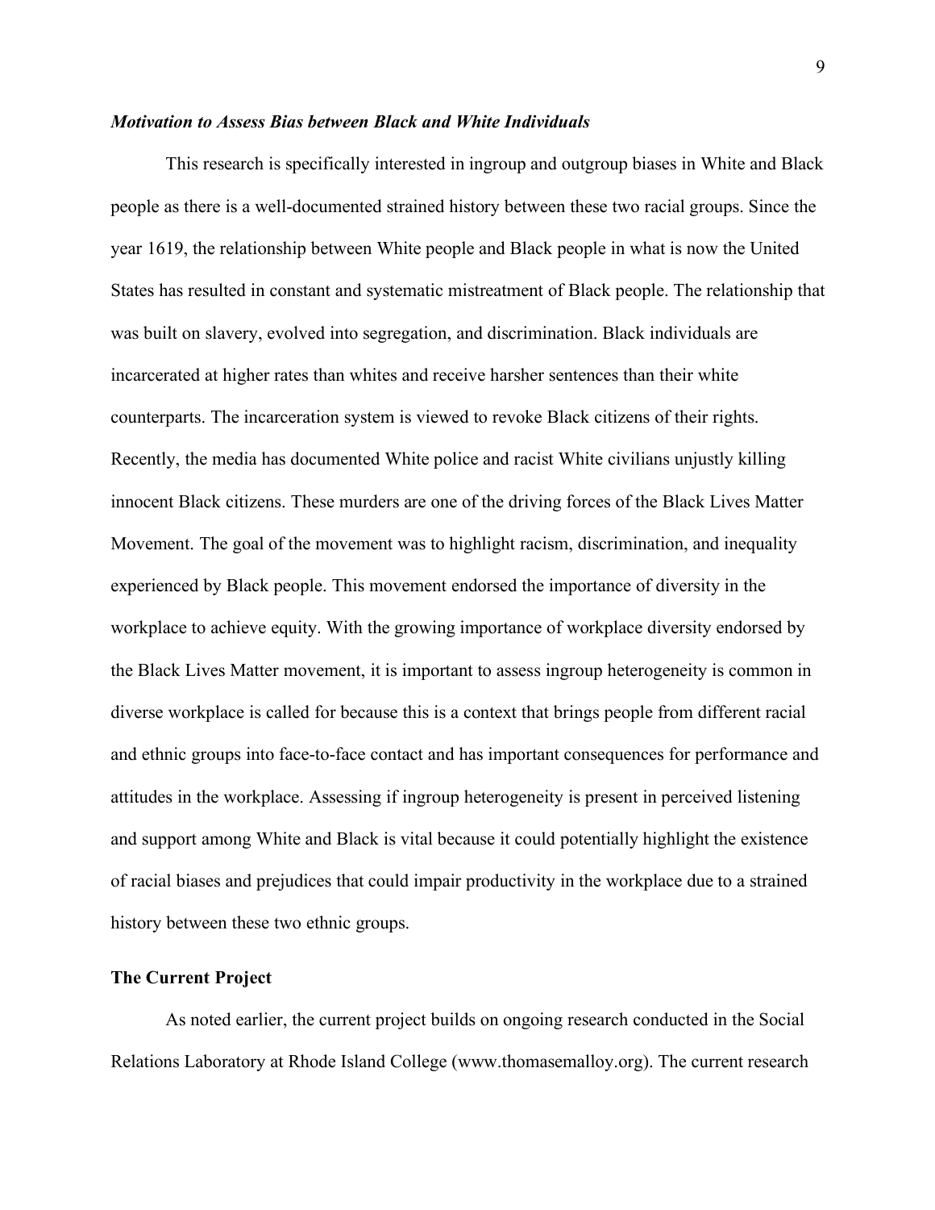### *Motivation to Assess Bias between Black and White Individuals*

This research is specifically interested in ingroup and outgroup biases in White and Black people as there is a well-documented strained history between these two racial groups. Since the year 1619, the relationship between White people and Black people in what is now the United States has resulted in constant and systematic mistreatment of Black people. The relationship that was built on slavery, evolved into segregation, and discrimination. Black individuals are incarcerated at higher rates than whites and receive harsher sentences than their white counterparts. The incarceration system is viewed to revoke Black citizens of their rights. Recently, the media has documented White police and racist White civilians unjustly killing innocent Black citizens. These murders are one of the driving forces of the Black Lives Matter Movement. The goal of the movement was to highlight racism, discrimination, and inequality experienced by Black people. This movement endorsed the importance of diversity in the workplace to achieve equity. With the growing importance of workplace diversity endorsed by the Black Lives Matter movement, it is important to assess ingroup heterogeneity is common in diverse workplace is called for because this is a context that brings people from different racial and ethnic groups into face-to-face contact and has important consequences for performance and attitudes in the workplace. Assessing if ingroup heterogeneity is present in perceived listening and support among White and Black is vital because it could potentially highlight the existence of racial biases and prejudices that could impair productivity in the workplace due to a strained history between these two ethnic groups.

## The Current Project

As noted earlier, the current project builds on ongoing research conducted in the Social Relations Laboratory at Rhode Island College (www.thomasemalloy.org). The current research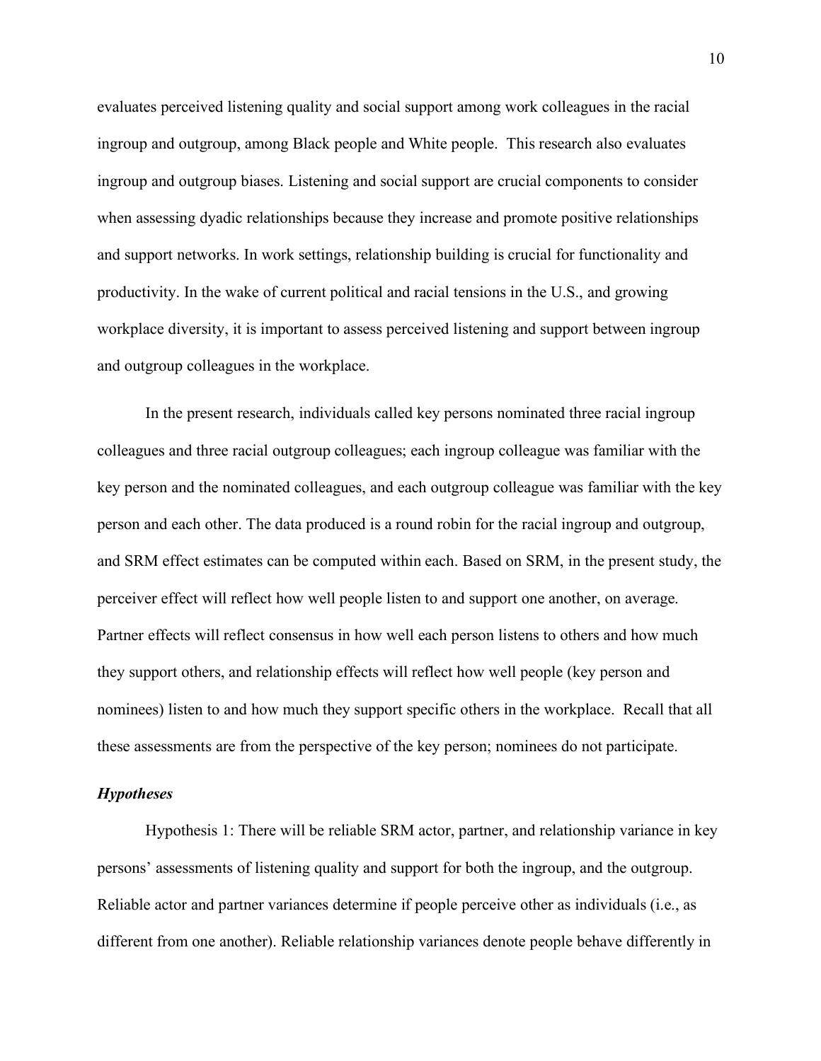evaluates perceived listening quality and social support among work colleagues in the racial ingroup and outgroup, among Black people and White people. This research also evaluates ingroup and outgroup biases. Listening and social support are crucial components to consider when assessing dyadic relationships because they increase and promote positive relationships and support networks. In work settings, relationship building is crucial for functionality and productivity. In the wake of current political and racial tensions in the U.S., and growing workplace diversity, it is important to assess perceived listening and support between ingroup and outgroup colleagues in the workplace.

In the present research, individuals called key persons nominated three racial ingroup colleagues and three racial outgroup colleagues; each ingroup colleague was familiar with the key person and the nominated colleagues, and each outgroup colleague was familiar with the key person and each other. The data produced is a round robin for the racial ingroup and outgroup, and SRM effect estimates can be computed within each. Based on SRM, in the present study, the perceiver effect will reflect how well people listen to and support one another, on average. Partner effects will reflect consensus in how well each person listens to others and how much they support others, and relationship effects will reflect how well people (key person and nominees) listen to and how much they support specific others in the workplace. Recall that all these assessments are from the perspective of the key person; nominees do not participate.

### *Hypotheses*

Hypothesis 1: There will be reliable SRM actor, partner, and relationship variance in key persons' assessments of listening quality and support for both the ingroup, and the outgroup. Reliable actor and partner variances determine if people perceive other as individuals (i.e., as different from one another). Reliable relationship variances denote people behave differently in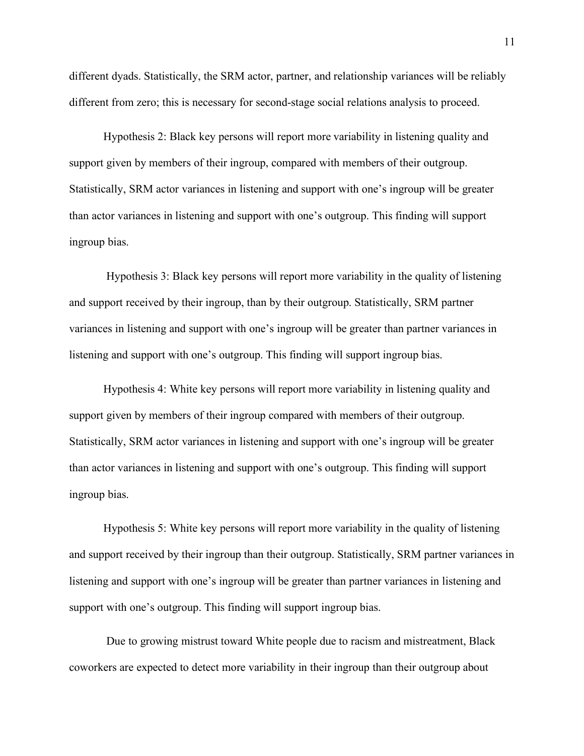different dyads. Statistically, the SRM actor, partner, and relationship variances will be reliably different from zero; this is necessary for second-stage social relations analysis to proceed.

Hypothesis 2: Black key persons will report more variability in listening quality and support given by members of their ingroup, compared with members of their outgroup. Statistically, SRM actor variances in listening and support with one's ingroup will be greater than actor variances in listening and support with one's outgroup. This finding will support ingroup bias.

Hypothesis 3: Black key persons will report more variability in the quality of listening and support received by their ingroup, than by their outgroup. Statistically, SRM partner variances in listening and support with one's ingroup will be greater than partner variances in listening and support with one's outgroup. This finding will support ingroup bias.

Hypothesis 4: White key persons will report more variability in listening quality and support given by members of their ingroup compared with members of their outgroup. Statistically, SRM actor variances in listening and support with one's ingroup will be greater than actor variances in listening and support with one's outgroup. This finding will support ingroup bias.

Hypothesis 5: White key persons will report more variability in the quality of listening and support received by their ingroup than their outgroup. Statistically, SRM partner variances in listening and support with one's ingroup will be greater than partner variances in listening and support with one's outgroup. This finding will support ingroup bias.

Due to growing mistrust toward White people due to racism and mistreatment, Black coworkers are expected to detect more variability in their ingroup than their outgroup about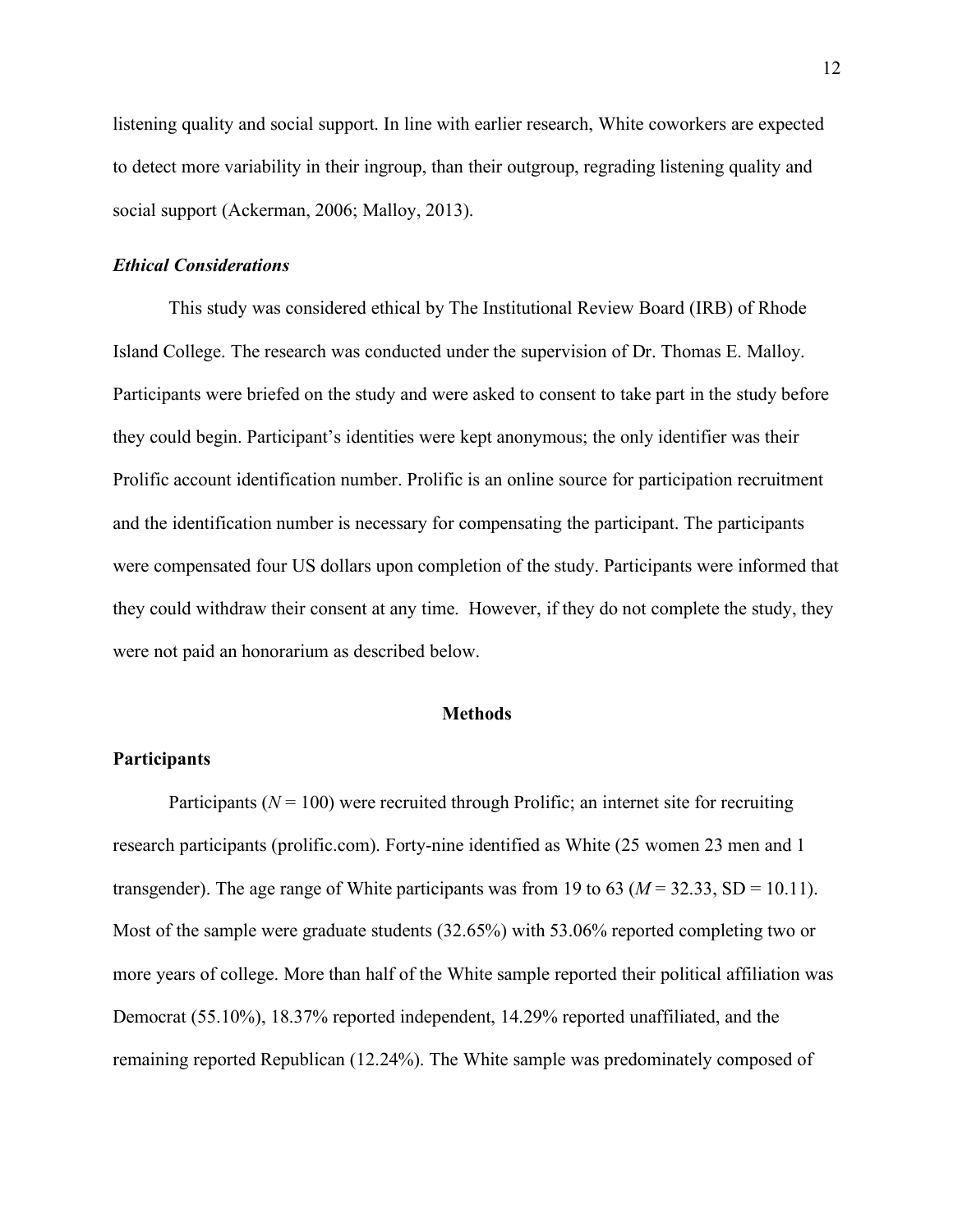listening quality and social support. In line with earlier research, White coworkers are expected to detect more variability in their ingroup, than their outgroup, regrading listening quality and social support (Ackerman, 2006; Malloy, 2013).

### *Ethical Considerations*

This study was considered ethical by The Institutional Review Board (IRB) of Rhode Island College. The research was conducted under the supervision of Dr. Thomas E. Malloy. Participants were briefed on the study and were asked to consent to take part in the study before they could begin. Participant's identities were kept anonymous; the only identifier was their Prolific account identification number. Prolific is an online source for participation recruitment and the identification number is necessary for compensating the participant. The participants were compensated four US dollars upon completion of the study. Participants were informed that they could withdraw their consent at any time. However, if they do not complete the study, they were not paid an honorarium as described below.

## Methods

### Participants

Participants ($N = 100$) were recruited through Prolific; an internet site for recruiting research participants (prolific.com). Forty-nine identified as White (25 women 23 men and 1 transgender). The age range of White participants was from 19 to 63 ($M = 32.33$, SD = 10.11). Most of the sample were graduate students (32.65%) with 53.06% reported completing two or more years of college. More than half of the White sample reported their political affiliation was Democrat (55.10%), 18.37% reported independent, 14.29% reported unaffiliated, and the remaining reported Republican (12.24%). The White sample was predominately composed of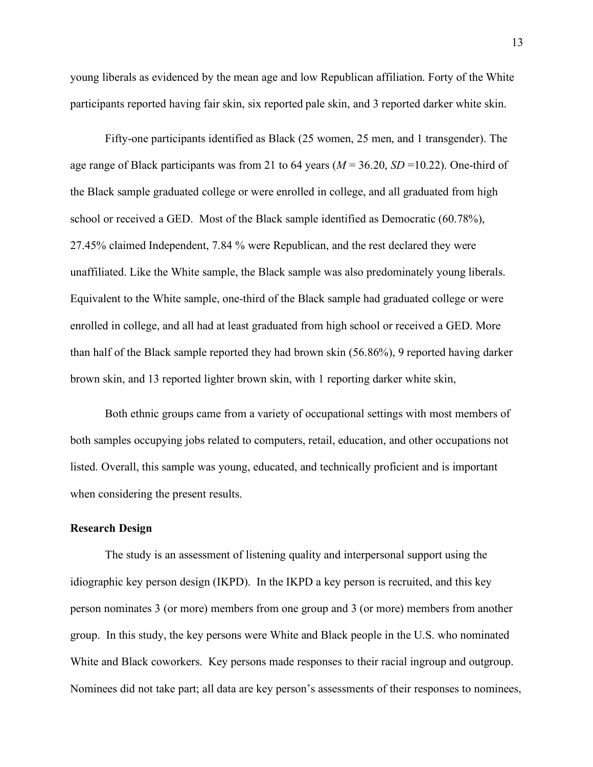young liberals as evidenced by the mean age and low Republican affiliation. Forty of the White participants reported having fair skin, six reported pale skin, and 3 reported darker white skin.

Fifty-one participants identified as Black (25 women, 25 men, and 1 transgender). The age range of Black participants was from 21 to 64 years ($M$ = 36.20, $SD$ =10.22). One-third of the Black sample graduated college or were enrolled in college, and all graduated from high school or received a GED. Most of the Black sample identified as Democratic (60.78%), 27.45% claimed Independent, 7.84 % were Republican, and the rest declared they were unaffiliated. Like the White sample, the Black sample was also predominately young liberals. Equivalent to the White sample, one-third of the Black sample had graduated college or were enrolled in college, and all had at least graduated from high school or received a GED. More than half of the Black sample reported they had brown skin (56.86%), 9 reported having darker brown skin, and 13 reported lighter brown skin, with 1 reporting darker white skin,

Both ethnic groups came from a variety of occupational settings with most members of both samples occupying jobs related to computers, retail, education, and other occupations not listed. Overall, this sample was young, educated, and technically proficient and is important when considering the present results.

**Research Design**

The study is an assessment of listening quality and interpersonal support using the idiographic key person design (IKPD). In the IKPD a key person is recruited, and this key person nominates 3 (or more) members from one group and 3 (or more) members from another group. In this study, the key persons were White and Black people in the U.S. who nominated White and Black coworkers. Key persons made responses to their racial ingroup and outgroup. Nominees did not take part; all data are key person's assessments of their responses to nominees,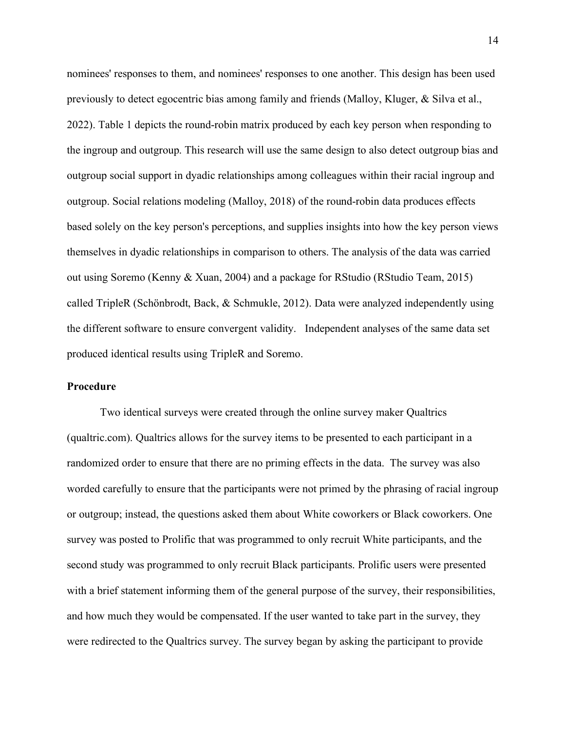nominees' responses to them, and nominees' responses to one another. This design has been used previously to detect egocentric bias among family and friends (Malloy, Kluger, & Silva et al., 2022). Table 1 depicts the round-robin matrix produced by each key person when responding to the ingroup and outgroup. This research will use the same design to also detect outgroup bias and outgroup social support in dyadic relationships among colleagues within their racial ingroup and outgroup. Social relations modeling (Malloy, 2018) of the round-robin data produces effects based solely on the key person's perceptions, and supplies insights into how the key person views themselves in dyadic relationships in comparison to others. The analysis of the data was carried out using Soremo (Kenny & Xuan, 2004) and a package for RStudio (RStudio Team, 2015) called TripleR (Schönbrodt, Back, & Schmukle, 2012). Data were analyzed independently using the different software to ensure convergent validity. Independent analyses of the same data set produced identical results using TripleR and Soremo.

**Procedure**

Two identical surveys were created through the online survey maker Qualtrics (qualtric.com). Qualtrics allows for the survey items to be presented to each participant in a randomized order to ensure that there are no priming effects in the data. The survey was also worded carefully to ensure that the participants were not primed by the phrasing of racial ingroup or outgroup; instead, the questions asked them about White coworkers or Black coworkers. One survey was posted to Prolific that was programmed to only recruit White participants, and the second study was programmed to only recruit Black participants. Prolific users were presented with a brief statement informing them of the general purpose of the survey, their responsibilities, and how much they would be compensated. If the user wanted to take part in the survey, they were redirected to the Qualtrics survey. The survey began by asking the participant to provide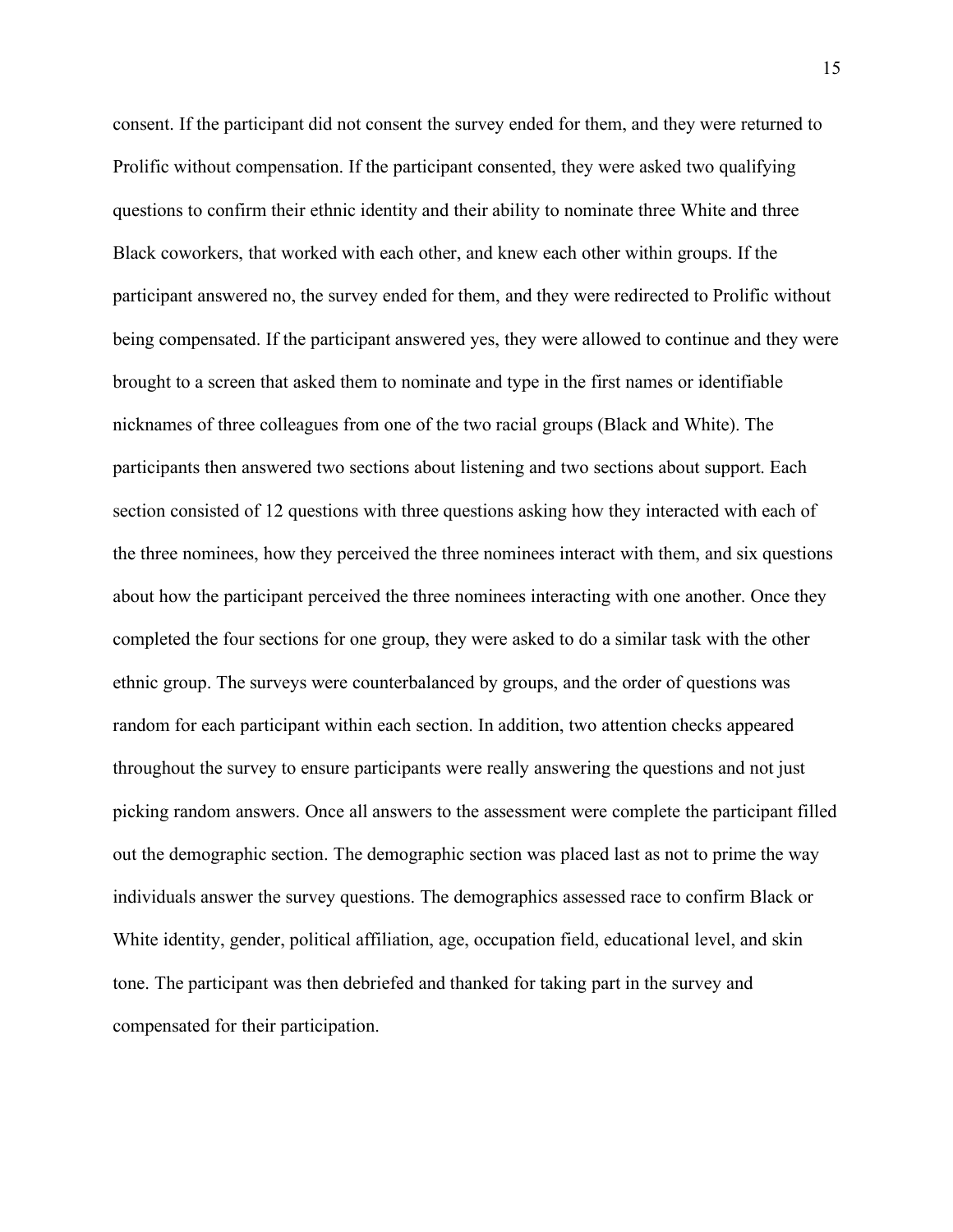consent. If the participant did not consent the survey ended for them, and they were returned to Prolific without compensation. If the participant consented, they were asked two qualifying questions to confirm their ethnic identity and their ability to nominate three White and three Black coworkers, that worked with each other, and knew each other within groups. If the participant answered no, the survey ended for them, and they were redirected to Prolific without being compensated. If the participant answered yes, they were allowed to continue and they were brought to a screen that asked them to nominate and type in the first names or identifiable nicknames of three colleagues from one of the two racial groups (Black and White). The participants then answered two sections about listening and two sections about support. Each section consisted of 12 questions with three questions asking how they interacted with each of the three nominees, how they perceived the three nominees interact with them, and six questions about how the participant perceived the three nominees interacting with one another. Once they completed the four sections for one group, they were asked to do a similar task with the other ethnic group. The surveys were counterbalanced by groups, and the order of questions was random for each participant within each section. In addition, two attention checks appeared throughout the survey to ensure participants were really answering the questions and not just picking random answers. Once all answers to the assessment were complete the participant filled out the demographic section. The demographic section was placed last as not to prime the way individuals answer the survey questions. The demographics assessed race to confirm Black or White identity, gender, political affiliation, age, occupation field, educational level, and skin tone. The participant was then debriefed and thanked for taking part in the survey and compensated for their participation.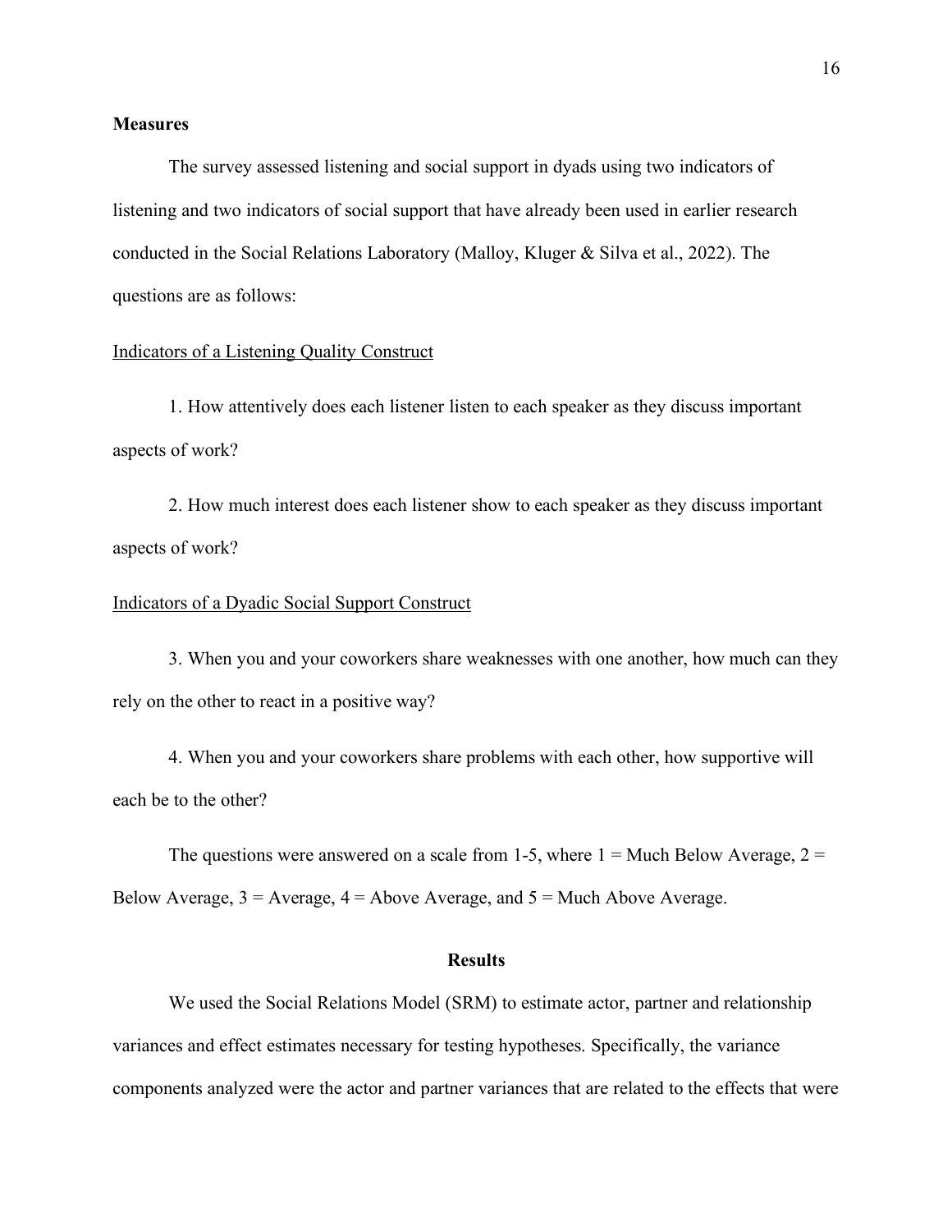**Measures**

The survey assessed listening and social support in dyads using two indicators of listening and two indicators of social support that have already been used in earlier research conducted in the Social Relations Laboratory (Malloy, Kluger & Silva et al., 2022). The questions are as follows:

<u>Indicators of a Listening Quality Construct</u>

1. How attentively does each listener listen to each speaker as they discuss important aspects of work?

2. How much interest does each listener show to each speaker as they discuss important aspects of work?

<u>Indicators of a Dyadic Social Support Construct</u>

3. When you and your coworkers share weaknesses with one another, how much can they rely on the other to react in a positive way?

4. When you and your coworkers share problems with each other, how supportive will each be to the other?

The questions were answered on a scale from 1-5, where 1 = Much Below Average, 2 = Below Average, 3 = Average, 4 = Above Average, and 5 = Much Above Average.

## Results

We used the Social Relations Model (SRM) to estimate actor, partner and relationship variances and effect estimates necessary for testing hypotheses. Specifically, the variance components analyzed were the actor and partner variances that are related to the effects that were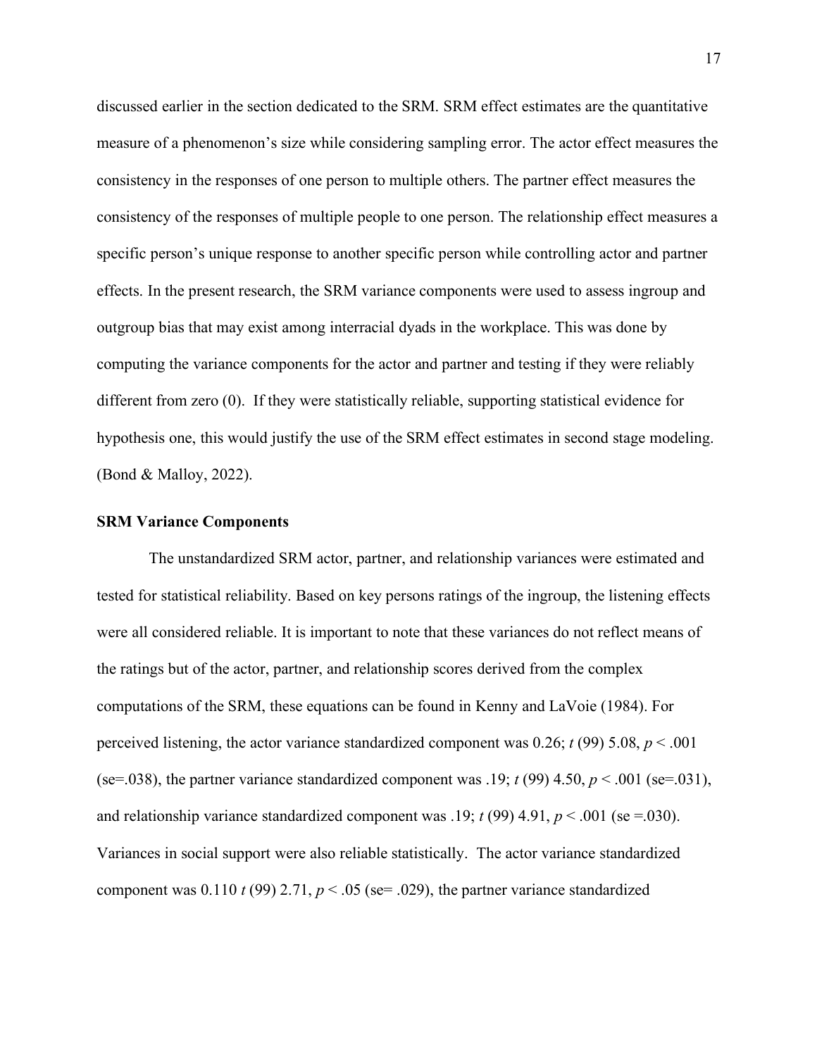discussed earlier in the section dedicated to the SRM. SRM effect estimates are the quantitative measure of a phenomenon's size while considering sampling error. The actor effect measures the consistency in the responses of one person to multiple others. The partner effect measures the consistency of the responses of multiple people to one person. The relationship effect measures a specific person's unique response to another specific person while controlling actor and partner effects. In the present research, the SRM variance components were used to assess ingroup and outgroup bias that may exist among interracial dyads in the workplace. This was done by computing the variance components for the actor and partner and testing if they were reliably different from zero (0). If they were statistically reliable, supporting statistical evidence for hypothesis one, this would justify the use of the SRM effect estimates in second stage modeling. (Bond & Malloy, 2022).

### SRM Variance Components

The unstandardized SRM actor, partner, and relationship variances were estimated and tested for statistical reliability. Based on key persons ratings of the ingroup, the listening effects were all considered reliable. It is important to note that these variances do not reflect means of the ratings but of the actor, partner, and relationship scores derived from the complex computations of the SRM, these equations can be found in Kenny and LaVoie (1984). For perceived listening, the actor variance standardized component was 0.26; $t$ (99) 5.08, $p < .001$ (se=.038), the partner variance standardized component was .19; $t$ (99) 4.50, $p < .001$ (se=.031), and relationship variance standardized component was .19; $t$ (99) 4.91, $p < .001$ (se =.030). Variances in social support were also reliable statistically. The actor variance standardized component was 0.110 $t$ (99) 2.71, $p < .05$ (se= .029), the partner variance standardized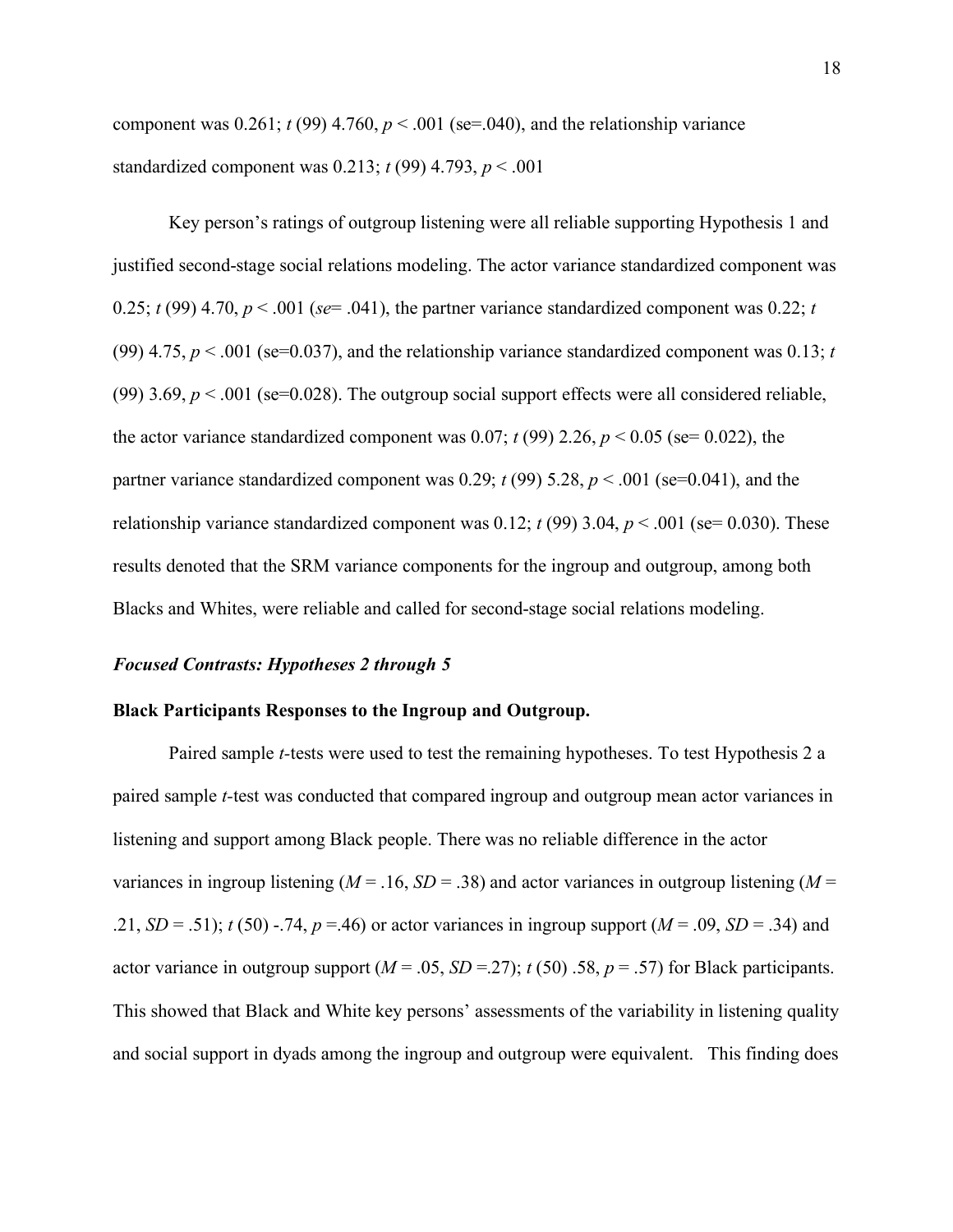component was 0.261; $t$ (99) 4.760, $p < .001$ (se=.040), and the relationship variance standardized component was 0.213; $t$ (99) 4.793, $p < .001$

Key person's ratings of outgroup listening were all reliable supporting Hypothesis 1 and justified second-stage social relations modeling. The actor variance standardized component was 0.25; $t$ (99) 4.70, $p < .001$ (*se*= .041), the partner variance standardized component was 0.22; $t$ (99) 4.75, $p < .001$ (se=0.037), and the relationship variance standardized component was 0.13; $t$ (99) 3.69, $p < .001$ (se=0.028). The outgroup social support effects were all considered reliable, the actor variance standardized component was 0.07; $t$ (99) 2.26, $p < 0.05$ (se= 0.022), the partner variance standardized component was 0.29; $t$ (99) 5.28, $p < .001$ (se=0.041), and the relationship variance standardized component was 0.12; $t$ (99) 3.04, $p < .001$ (se= 0.030). These results denoted that the SRM variance components for the ingroup and outgroup, among both Blacks and Whites, were reliable and called for second-stage social relations modeling.

### *Focused Contrasts: Hypotheses 2 through 5*

**Black Participants Responses to the Ingroup and Outgroup.**

Paired sample $t$-tests were used to test the remaining hypotheses. To test Hypothesis 2 a paired sample $t$-test was conducted that compared ingroup and outgroup mean actor variances in listening and support among Black people. There was no reliable difference in the actor variances in ingroup listening ($M$ = .16, $SD$ = .38) and actor variances in outgroup listening ($M$ = .21, $SD$ = .51); $t$ (50) -.74, $p$ =.46) or actor variances in ingroup support ($M$ = .09, $SD$ = .34) and actor variance in outgroup support ($M$ = .05, $SD$ =.27); $t$ (50) .58, $p$ = .57) for Black participants. This showed that Black and White key persons' assessments of the variability in listening quality and social support in dyads among the ingroup and outgroup were equivalent. This finding does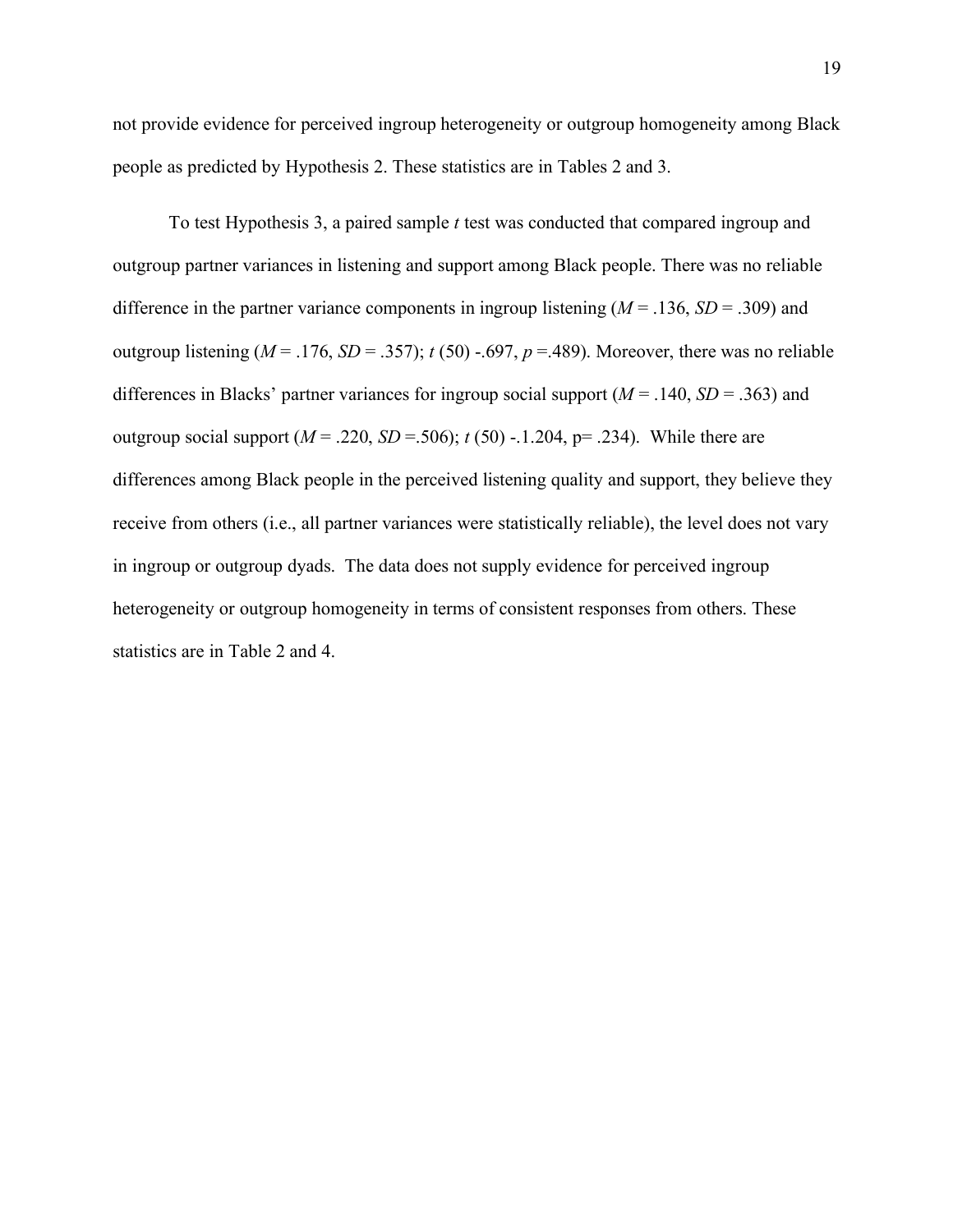not provide evidence for perceived ingroup heterogeneity or outgroup homogeneity among Black people as predicted by Hypothesis 2. These statistics are in Tables 2 and 3.

To test Hypothesis 3, a paired sample *t* test was conducted that compared ingroup and outgroup partner variances in listening and support among Black people. There was no reliable difference in the partner variance components in ingroup listening ($M$ = .136, $SD$ = .309) and outgroup listening ($M$ = .176, $SD$ = .357); $t$ (50) -.697, $p$ =.489). Moreover, there was no reliable differences in Blacks' partner variances for ingroup social support ($M$ = .140, $SD$ = .363) and outgroup social support ($M$ = .220, $SD$ =.506); $t$ (50) -.1.204, p= .234). While there are differences among Black people in the perceived listening quality and support, they believe they receive from others (i.e., all partner variances were statistically reliable), the level does not vary in ingroup or outgroup dyads. The data does not supply evidence for perceived ingroup heterogeneity or outgroup homogeneity in terms of consistent responses from others. These statistics are in Table 2 and 4.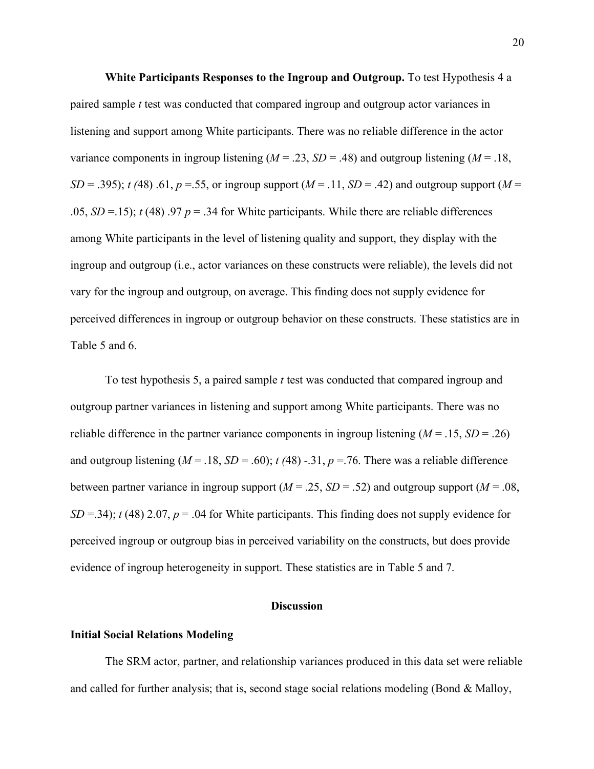**White Participants Responses to the Ingroup and Outgroup.** To test Hypothesis 4 a paired sample *t* test was conducted that compared ingroup and outgroup actor variances in listening and support among White participants. There was no reliable difference in the actor variance components in ingroup listening ($M$ = .23, $SD$ = .48) and outgroup listening ($M$ = .18, $SD$ = .395); $t$ (48) .61, $p$ =.55, or ingroup support ($M$ = .11, $SD$ = .42) and outgroup support ($M$ = .05, $SD$ =.15); $t$ (48) .97 $p$ = .34 for White participants. While there are reliable differences among White participants in the level of listening quality and support, they display with the ingroup and outgroup (i.e., actor variances on these constructs were reliable), the levels did not vary for the ingroup and outgroup, on average. This finding does not supply evidence for perceived differences in ingroup or outgroup behavior on these constructs. These statistics are in Table 5 and 6.

To test hypothesis 5, a paired sample *t* test was conducted that compared ingroup and outgroup partner variances in listening and support among White participants. There was no reliable difference in the partner variance components in ingroup listening ($M$ = .15, $SD$ = .26) and outgroup listening ($M$ = .18, $SD$ = .60); $t$ (48) -.31, $p$ =.76. There was a reliable difference between partner variance in ingroup support ($M$ = .25, $SD$ = .52) and outgroup support ($M$ = .08, $SD$ =.34); $t$ (48) 2.07, $p$ = .04 for White participants. This finding does not supply evidence for perceived ingroup or outgroup bias in perceived variability on the constructs, but does provide evidence of ingroup heterogeneity in support. These statistics are in Table 5 and 7.

## Discussion

### Initial Social Relations Modeling

The SRM actor, partner, and relationship variances produced in this data set were reliable and called for further analysis; that is, second stage social relations modeling (Bond & Malloy,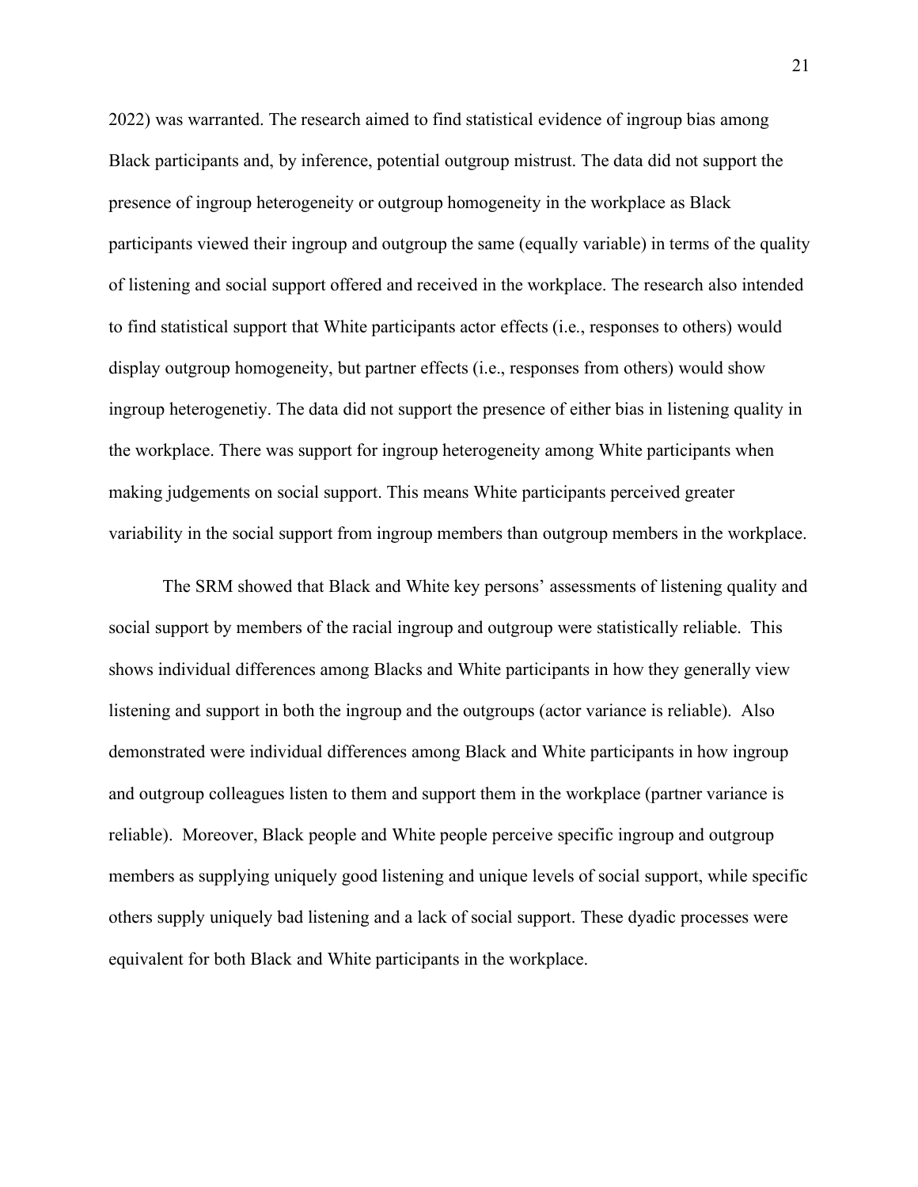2022) was warranted. The research aimed to find statistical evidence of ingroup bias among Black participants and, by inference, potential outgroup mistrust. The data did not support the presence of ingroup heterogeneity or outgroup homogeneity in the workplace as Black participants viewed their ingroup and outgroup the same (equally variable) in terms of the quality of listening and social support offered and received in the workplace. The research also intended to find statistical support that White participants actor effects (i.e., responses to others) would display outgroup homogeneity, but partner effects (i.e., responses from others) would show ingroup heterogenetiy. The data did not support the presence of either bias in listening quality in the workplace. There was support for ingroup heterogeneity among White participants when making judgements on social support. This means White participants perceived greater variability in the social support from ingroup members than outgroup members in the workplace.

The SRM showed that Black and White key persons' assessments of listening quality and social support by members of the racial ingroup and outgroup were statistically reliable. This shows individual differences among Blacks and White participants in how they generally view listening and support in both the ingroup and the outgroups (actor variance is reliable). Also demonstrated were individual differences among Black and White participants in how ingroup and outgroup colleagues listen to them and support them in the workplace (partner variance is reliable). Moreover, Black people and White people perceive specific ingroup and outgroup members as supplying uniquely good listening and unique levels of social support, while specific others supply uniquely bad listening and a lack of social support. These dyadic processes were equivalent for both Black and White participants in the workplace.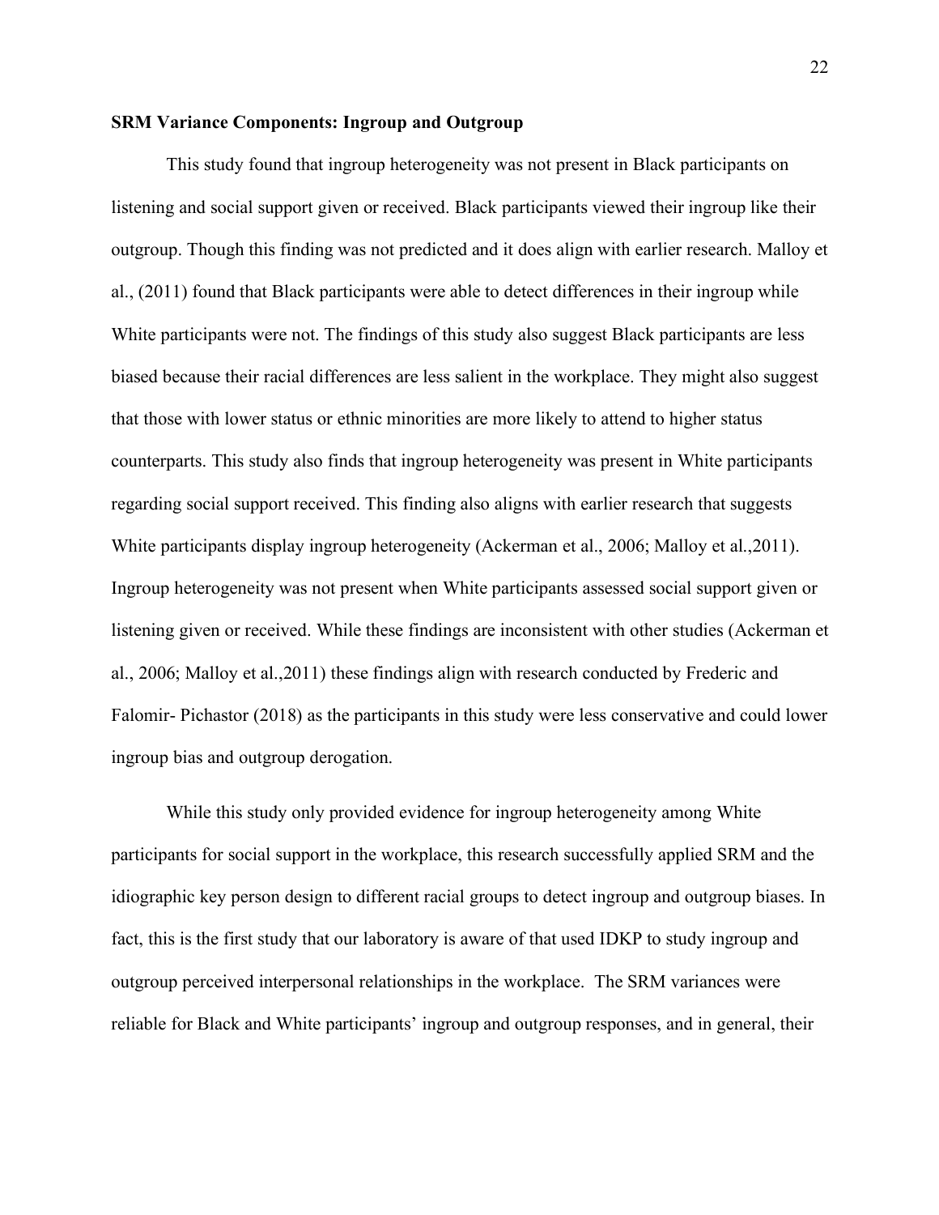**SRM Variance Components: Ingroup and Outgroup**

This study found that ingroup heterogeneity was not present in Black participants on listening and social support given or received. Black participants viewed their ingroup like their outgroup. Though this finding was not predicted and it does align with earlier research. Malloy et al., (2011) found that Black participants were able to detect differences in their ingroup while White participants were not. The findings of this study also suggest Black participants are less biased because their racial differences are less salient in the workplace. They might also suggest that those with lower status or ethnic minorities are more likely to attend to higher status counterparts. This study also finds that ingroup heterogeneity was present in White participants regarding social support received. This finding also aligns with earlier research that suggests White participants display ingroup heterogeneity (Ackerman et al., 2006; Malloy et al.,2011). Ingroup heterogeneity was not present when White participants assessed social support given or listening given or received. While these findings are inconsistent with other studies (Ackerman et al., 2006; Malloy et al.,2011) these findings align with research conducted by Frederic and Falomir- Pichastor (2018) as the participants in this study were less conservative and could lower ingroup bias and outgroup derogation.

While this study only provided evidence for ingroup heterogeneity among White participants for social support in the workplace, this research successfully applied SRM and the idiographic key person design to different racial groups to detect ingroup and outgroup biases. In fact, this is the first study that our laboratory is aware of that used IDKP to study ingroup and outgroup perceived interpersonal relationships in the workplace. The SRM variances were reliable for Black and White participants' ingroup and outgroup responses, and in general, their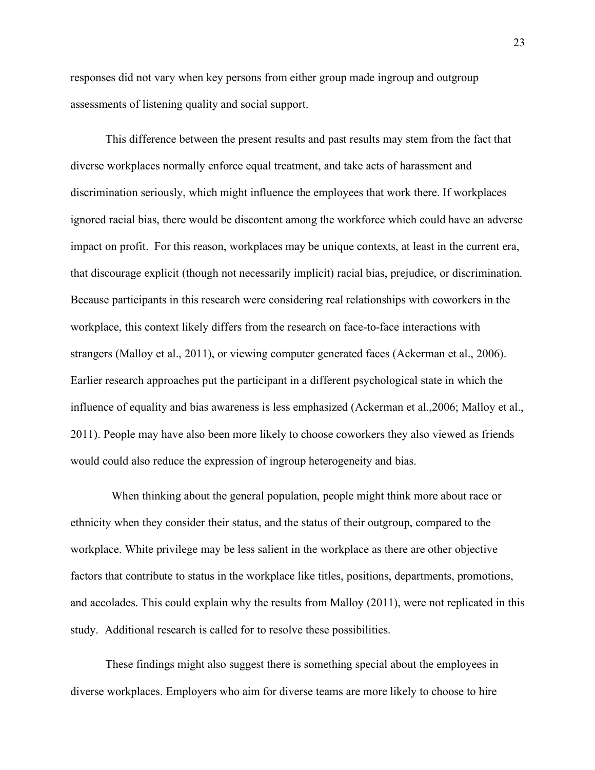responses did not vary when key persons from either group made ingroup and outgroup assessments of listening quality and social support.

This difference between the present results and past results may stem from the fact that diverse workplaces normally enforce equal treatment, and take acts of harassment and discrimination seriously, which might influence the employees that work there. If workplaces ignored racial bias, there would be discontent among the workforce which could have an adverse impact on profit. For this reason, workplaces may be unique contexts, at least in the current era, that discourage explicit (though not necessarily implicit) racial bias, prejudice, or discrimination. Because participants in this research were considering real relationships with coworkers in the workplace, this context likely differs from the research on face-to-face interactions with strangers (Malloy et al., 2011), or viewing computer generated faces (Ackerman et al., 2006). Earlier research approaches put the participant in a different psychological state in which the influence of equality and bias awareness is less emphasized (Ackerman et al.,2006; Malloy et al., 2011). People may have also been more likely to choose coworkers they also viewed as friends would could also reduce the expression of ingroup heterogeneity and bias.

When thinking about the general population, people might think more about race or ethnicity when they consider their status, and the status of their outgroup, compared to the workplace. White privilege may be less salient in the workplace as there are other objective factors that contribute to status in the workplace like titles, positions, departments, promotions, and accolades. This could explain why the results from Malloy (2011), were not replicated in this study. Additional research is called for to resolve these possibilities.

These findings might also suggest there is something special about the employees in diverse workplaces. Employers who aim for diverse teams are more likely to choose to hire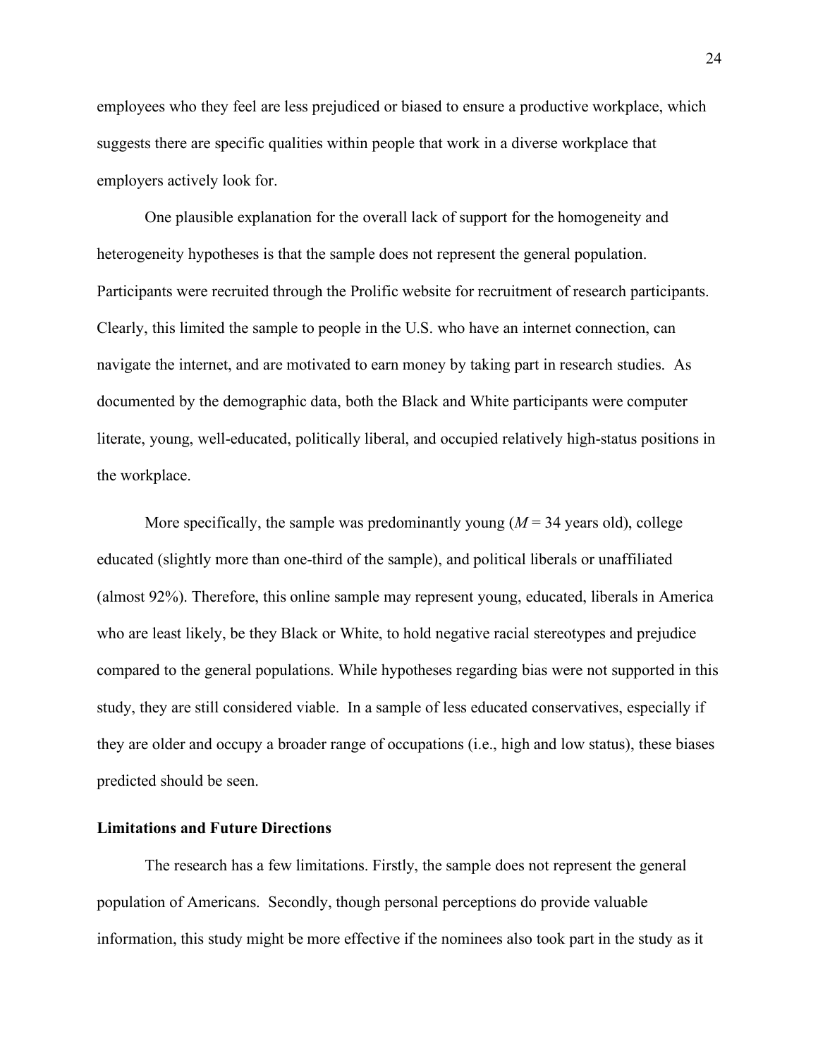employees who they feel are less prejudiced or biased to ensure a productive workplace, which suggests there are specific qualities within people that work in a diverse workplace that employers actively look for.

One plausible explanation for the overall lack of support for the homogeneity and heterogeneity hypotheses is that the sample does not represent the general population. Participants were recruited through the Prolific website for recruitment of research participants. Clearly, this limited the sample to people in the U.S. who have an internet connection, can navigate the internet, and are motivated to earn money by taking part in research studies. As documented by the demographic data, both the Black and White participants were computer literate, young, well-educated, politically liberal, and occupied relatively high-status positions in the workplace.

More specifically, the sample was predominantly young (*M* = 34 years old), college educated (slightly more than one-third of the sample), and political liberals or unaffiliated (almost 92%). Therefore, this online sample may represent young, educated, liberals in America who are least likely, be they Black or White, to hold negative racial stereotypes and prejudice compared to the general populations. While hypotheses regarding bias were not supported in this study, they are still considered viable. In a sample of less educated conservatives, especially if they are older and occupy a broader range of occupations (i.e., high and low status), these biases predicted should be seen.

**Limitations and Future Directions**

The research has a few limitations. Firstly, the sample does not represent the general population of Americans. Secondly, though personal perceptions do provide valuable information, this study might be more effective if the nominees also took part in the study as it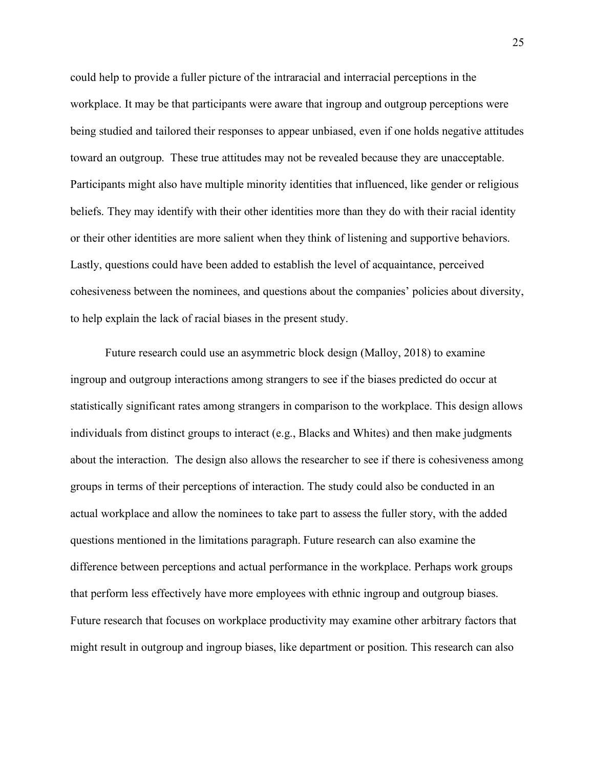could help to provide a fuller picture of the intraracial and interracial perceptions in the workplace. It may be that participants were aware that ingroup and outgroup perceptions were being studied and tailored their responses to appear unbiased, even if one holds negative attitudes toward an outgroup. These true attitudes may not be revealed because they are unacceptable. Participants might also have multiple minority identities that influenced, like gender or religious beliefs. They may identify with their other identities more than they do with their racial identity or their other identities are more salient when they think of listening and supportive behaviors. Lastly, questions could have been added to establish the level of acquaintance, perceived cohesiveness between the nominees, and questions about the companies' policies about diversity, to help explain the lack of racial biases in the present study.

Future research could use an asymmetric block design (Malloy, 2018) to examine ingroup and outgroup interactions among strangers to see if the biases predicted do occur at statistically significant rates among strangers in comparison to the workplace. This design allows individuals from distinct groups to interact (e.g., Blacks and Whites) and then make judgments about the interaction. The design also allows the researcher to see if there is cohesiveness among groups in terms of their perceptions of interaction. The study could also be conducted in an actual workplace and allow the nominees to take part to assess the fuller story, with the added questions mentioned in the limitations paragraph. Future research can also examine the difference between perceptions and actual performance in the workplace. Perhaps work groups that perform less effectively have more employees with ethnic ingroup and outgroup biases. Future research that focuses on workplace productivity may examine other arbitrary factors that might result in outgroup and ingroup biases, like department or position. This research can also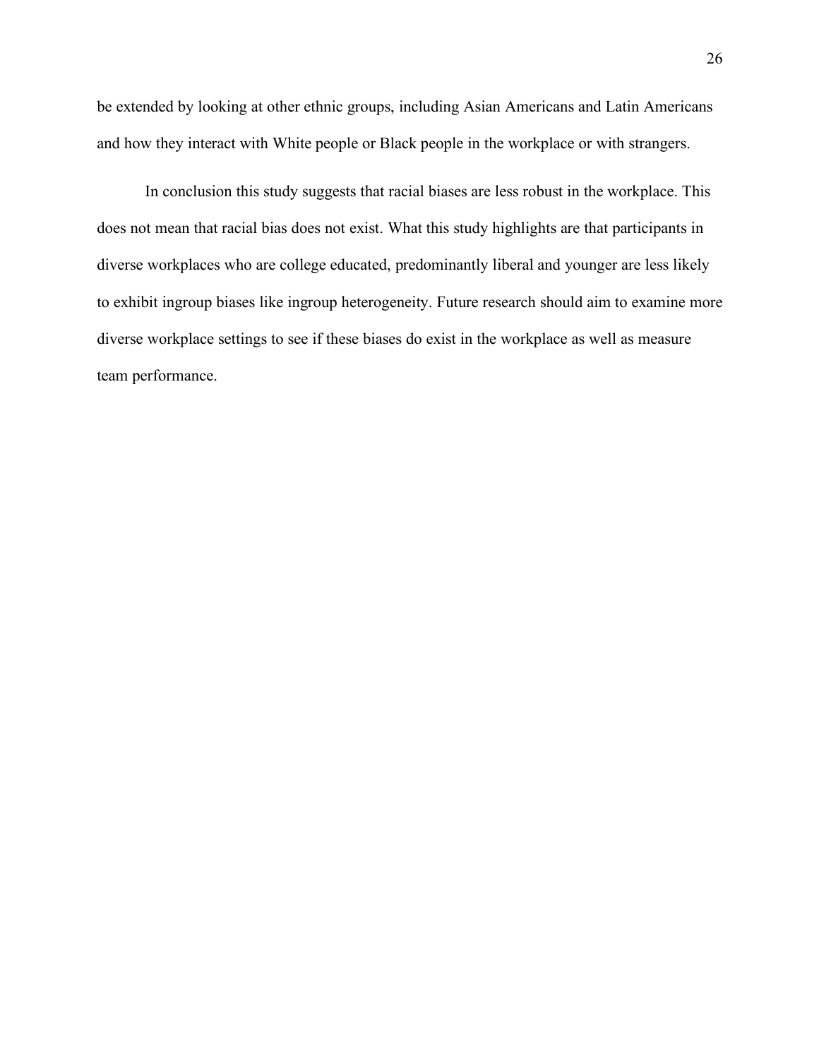be extended by looking at other ethnic groups, including Asian Americans and Latin Americans and how they interact with White people or Black people in the workplace or with strangers.

In conclusion this study suggests that racial biases are less robust in the workplace. This does not mean that racial bias does not exist. What this study highlights are that participants in diverse workplaces who are college educated, predominantly liberal and younger are less likely to exhibit ingroup biases like ingroup heterogeneity. Future research should aim to examine more diverse workplace settings to see if these biases do exist in the workplace as well as measure team performance.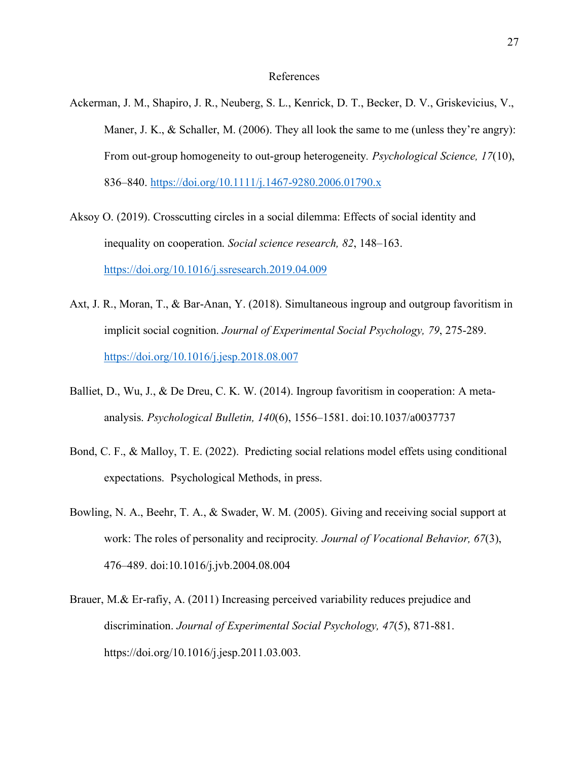# References

Ackerman, J. M., Shapiro, J. R., Neuberg, S. L., Kenrick, D. T., Becker, D. V., Griskevicius, V., Maner, J. K., & Schaller, M. (2006). They all look the same to me (unless they're angry): From out-group homogeneity to out-group heterogeneity. *Psychological Science, 17*(10), 836–840. https://doi.org/10.1111/j.1467-9280.2006.01790.x

Aksoy O. (2019). Crosscutting circles in a social dilemma: Effects of social identity and inequality on cooperation. *Social science research, 82*, 148–163. https://doi.org/10.1016/j.ssresearch.2019.04.009

Axt, J. R., Moran, T., & Bar-Anan, Y. (2018). Simultaneous ingroup and outgroup favoritism in implicit social cognition. *Journal of Experimental Social Psychology, 79*, 275-289. https://doi.org/10.1016/j.jesp.2018.08.007

Balliet, D., Wu, J., & De Dreu, C. K. W. (2014). Ingroup favoritism in cooperation: A meta-analysis. *Psychological Bulletin, 140*(6), 1556–1581. doi:10.1037/a0037737

Bond, C. F., & Malloy, T. E. (2022). Predicting social relations model effets using conditional expectations. Psychological Methods, in press.

Bowling, N. A., Beehr, T. A., & Swader, W. M. (2005). Giving and receiving social support at work: The roles of personality and reciprocity. *Journal of Vocational Behavior, 67*(3), 476–489. doi:10.1016/j.jvb.2004.08.004

Brauer, M.& Er-rafiy, A. (2011) Increasing perceived variability reduces prejudice and discrimination. *Journal of Experimental Social Psychology, 47*(5), 871-881. https://doi.org/10.1016/j.jesp.2011.03.003.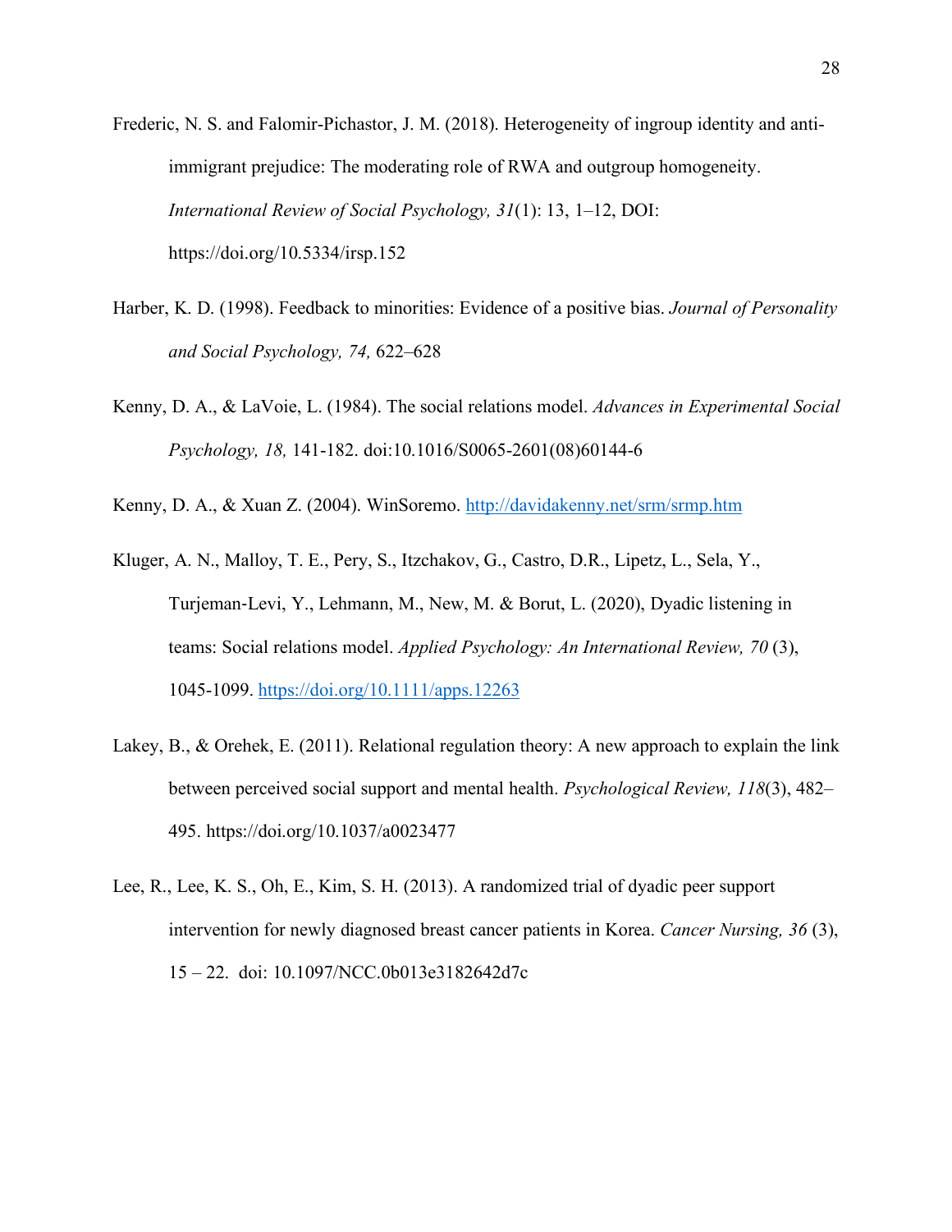Frederic, N. S. and Falomir-Pichastor, J. M. (2018). Heterogeneity of ingroup identity and anti-immigrant prejudice: The moderating role of RWA and outgroup homogeneity. *International Review of Social Psychology, 31*(1): 13, 1–12, DOI: https://doi.org/10.5334/irsp.152

Harber, K. D. (1998). Feedback to minorities: Evidence of a positive bias. *Journal of Personality and Social Psychology, 74,* 622–628

Kenny, D. A., & LaVoie, L. (1984). The social relations model. *Advances in Experimental Social Psychology, 18,* 141-182. doi:10.1016/S0065-2601(08)60144-6

Kenny, D. A., & Xuan Z. (2004). WinSoremo. http://davidakenny.net/srm/srmp.htm

Kluger, A. N., Malloy, T. E., Pery, S., Itzchakov, G., Castro, D.R., Lipetz, L., Sela, Y., Turjeman-Levi, Y., Lehmann, M., New, M. & Borut, L. (2020), Dyadic listening in teams: Social relations model. *Applied Psychology: An International Review, 70* (3), 1045-1099. https://doi.org/10.1111/apps.12263

Lakey, B., & Orehek, E. (2011). Relational regulation theory: A new approach to explain the link between perceived social support and mental health. *Psychological Review, 118*(3), 482–495. https://doi.org/10.1037/a0023477

Lee, R., Lee, K. S., Oh, E., Kim, S. H. (2013). A randomized trial of dyadic peer support intervention for newly diagnosed breast cancer patients in Korea. *Cancer Nursing, 36* (3), 15 – 22. doi: 10.1097/NCC.0b013e3182642d7c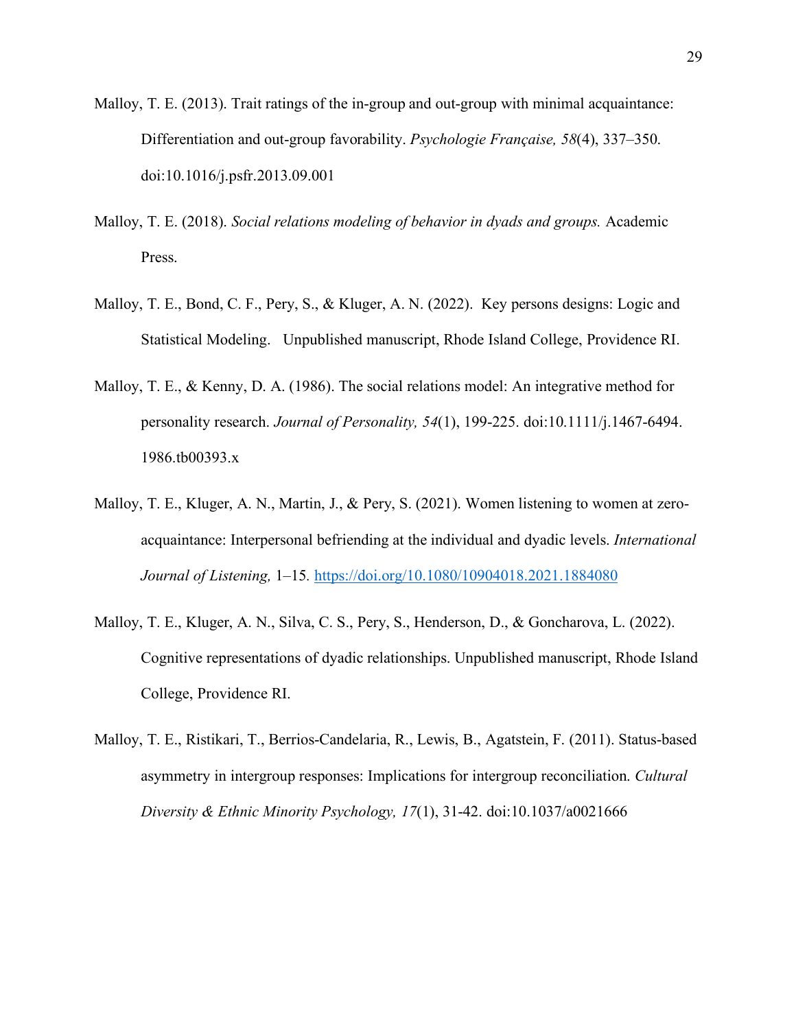Malloy, T. E. (2013). Trait ratings of the in-group and out-group with minimal acquaintance: Differentiation and out-group favorability. *Psychologie Française, 58*(4), 337–350. doi:10.1016/j.psfr.2013.09.001

Malloy, T. E. (2018). *Social relations modeling of behavior in dyads and groups.* Academic Press.

Malloy, T. E., Bond, C. F., Pery, S., & Kluger, A. N. (2022). Key persons designs: Logic and Statistical Modeling. Unpublished manuscript, Rhode Island College, Providence RI.

Malloy, T. E., & Kenny, D. A. (1986). The social relations model: An integrative method for personality research. *Journal of Personality, 54*(1), 199-225. doi:10.1111/j.1467-6494.1986.tb00393.x

Malloy, T. E., Kluger, A. N., Martin, J., & Pery, S. (2021). Women listening to women at zero-acquaintance: Interpersonal befriending at the individual and dyadic levels. *International Journal of Listening,* 1–15. https://doi.org/10.1080/10904018.2021.1884080

Malloy, T. E., Kluger, A. N., Silva, C. S., Pery, S., Henderson, D., & Goncharova, L. (2022). Cognitive representations of dyadic relationships. Unpublished manuscript, Rhode Island College, Providence RI.

Malloy, T. E., Ristikari, T., Berrios-Candelaria, R., Lewis, B., Agatstein, F. (2011). Status-based asymmetry in intergroup responses: Implications for intergroup reconciliation. *Cultural Diversity & Ethnic Minority Psychology, 17*(1), 31-42. doi:10.1037/a0021666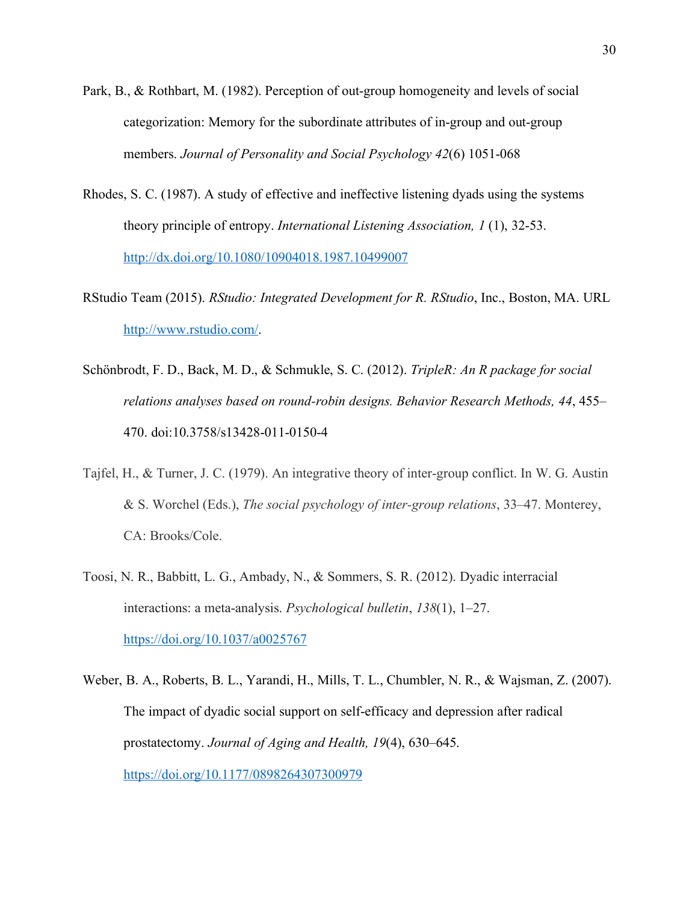Park, B., & Rothbart, M. (1982). Perception of out-group homogeneity and levels of social categorization: Memory for the subordinate attributes of in-group and out-group members. *Journal of Personality and Social Psychology 42*(6) 1051-068

Rhodes, S. C. (1987). A study of effective and ineffective listening dyads using the systems theory principle of entropy. *International Listening Association, 1* (1), 32-53. http://dx.doi.org/10.1080/10904018.1987.10499007

RStudio Team (2015). *RStudio: Integrated Development for R. RStudio*, Inc., Boston, MA. URL http://www.rstudio.com/.

Schönbrodt, F. D., Back, M. D., & Schmukle, S. C. (2012). *TripleR: An R package for social relations analyses based on round-robin designs. Behavior Research Methods, 44*, 455–470. doi:10.3758/s13428-011-0150-4

Tajfel, H., & Turner, J. C. (1979). An integrative theory of inter-group conflict. In W. G. Austin & S. Worchel (Eds.), *The social psychology of inter-group relations*, 33–47. Monterey, CA: Brooks/Cole.

Toosi, N. R., Babbitt, L. G., Ambady, N., & Sommers, S. R. (2012). Dyadic interracial interactions: a meta-analysis. *Psychological bulletin*, *138*(1), 1–27. https://doi.org/10.1037/a0025767

Weber, B. A., Roberts, B. L., Yarandi, H., Mills, T. L., Chumbler, N. R., & Wajsman, Z. (2007). The impact of dyadic social support on self-efficacy and depression after radical prostatectomy. *Journal of Aging and Health, 19*(4), 630–645. https://doi.org/10.1177/0898264307300979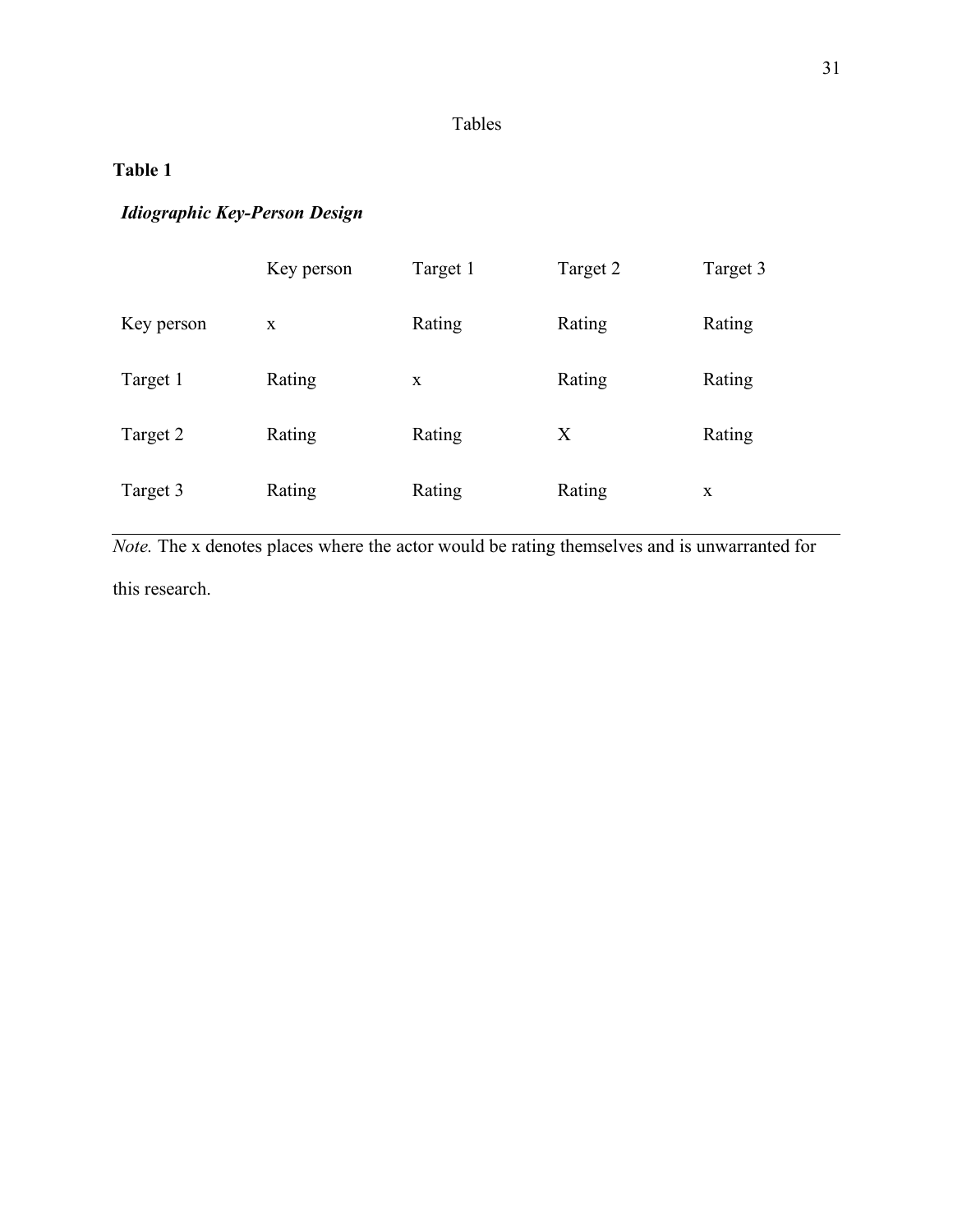# Tables

**Table 1**

***Idiographic Key-Person Design***

| | Key person | Target 1 | Target 2 | Target 3 |
|---|---|---|---|---|
| Key person | x | Rating | Rating | Rating |
| Target 1 | Rating | x | Rating | Rating |
| Target 2 | Rating | Rating | X | Rating |
| Target 3 | Rating | Rating | Rating | x |

*Note.* The x denotes places where the actor would be rating themselves and is unwarranted for this research.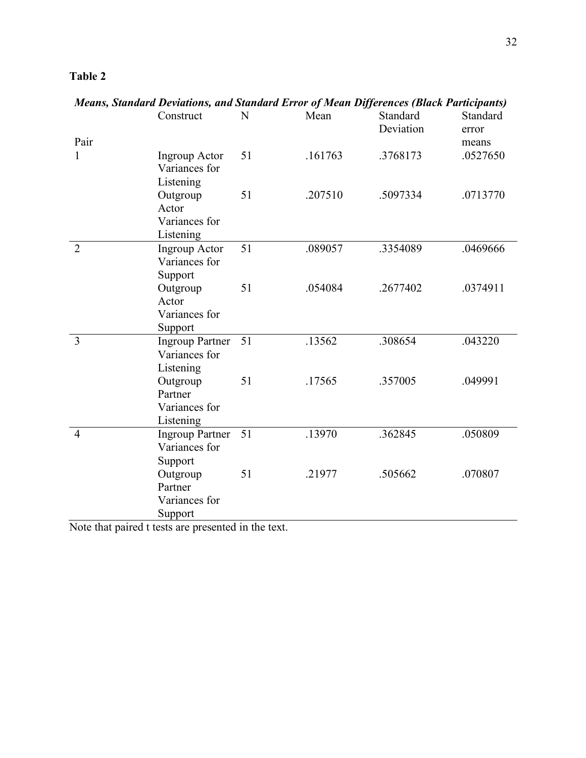**Table 2**

***Means, Standard Deviations, and Standard Error of Mean Differences (Black Participants)***

| Pair | Construct | N | Mean | Standard Deviation | Standard error means |
|---|---|---|---|---|---|
| 1 | Ingroup Actor Variances for Listening | 51 | .161763 | .3768173 | .0527650 |
| | Outgroup Actor Variances for Listening | 51 | .207510 | .5097334 | .0713770 |
| 2 | Ingroup Actor Variances for Support | 51 | .089057 | .3354089 | .0469666 |
| | Outgroup Actor Variances for Support | 51 | .054084 | .2677402 | .0374911 |
| 3 | Ingroup Partner Variances for Listening | 51 | .13562 | .308654 | .043220 |
| | Outgroup Partner Variances for Listening | 51 | .17565 | .357005 | .049991 |
| 4 | Ingroup Partner Variances for Support | 51 | .13970 | .362845 | .050809 |
| | Outgroup Partner Variances for Support | 51 | .21977 | .505662 | .070807 |

Note that paired t tests are presented in the text.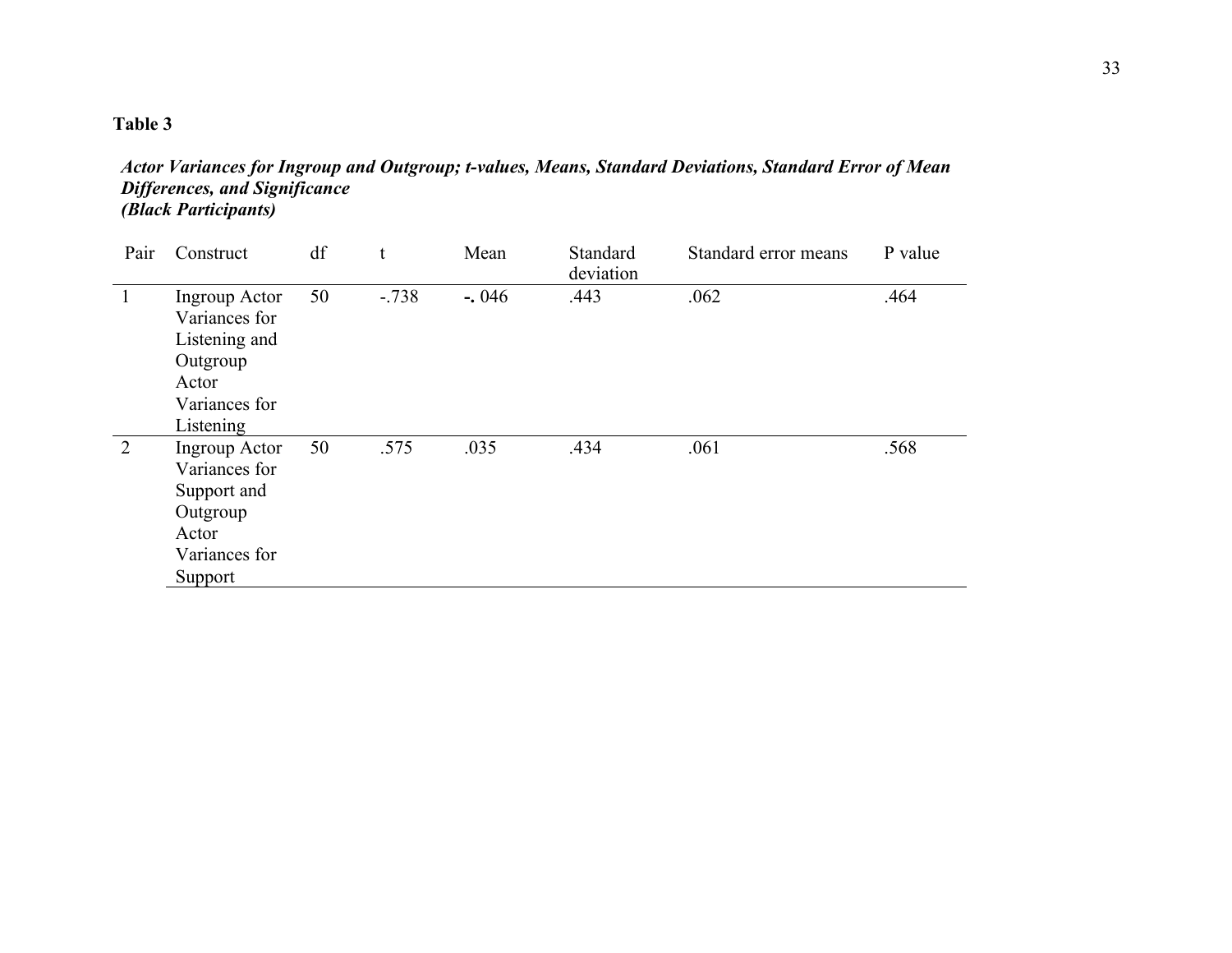**Table 3**

***Actor Variances for Ingroup and Outgroup; t-values, Means, Standard Deviations, Standard Error of Mean Differences, and Significance (Black Participants)***

| Pair | Construct | df | t | Mean | Standard deviation | Standard error means | P value |
|---|---|---|---|---|---|---|---|
| 1 | Ingroup Actor Variances for Listening and Outgroup Actor Variances for Listening | 50 | -.738 | **-.** 046 | .443 | .062 | .464 |
| 2 | Ingroup Actor Variances for Support and Outgroup Actor Variances for Support | 50 | .575 | .035 | .434 | .061 | .568 |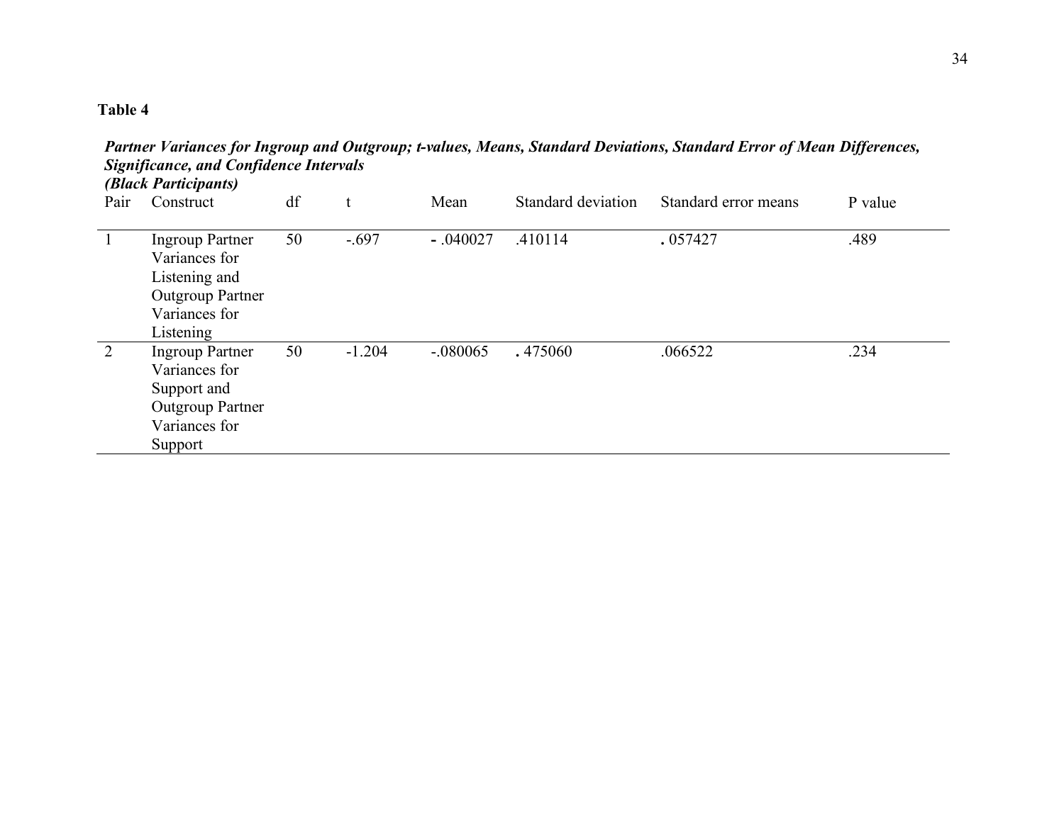**Table 4**

***Partner Variances for Ingroup and Outgroup; t-values, Means, Standard Deviations, Standard Error of Mean Differences, Significance, and Confidence Intervals***
***(Black Participants)***

| Pair | Construct | df | t | Mean | Standard deviation | Standard error means | P value |
|---|---|---|---|---|---|---|---|
| 1 | Ingroup Partner Variances for Listening and Outgroup Partner Variances for Listening | 50 | -.697 | - .040027 | .410114 | . 057427 | .489 |
| 2 | Ingroup Partner Variances for Support and Outgroup Partner Variances for Support | 50 | -1.204 | -.080065 | . 475060 | .066522 | .234 |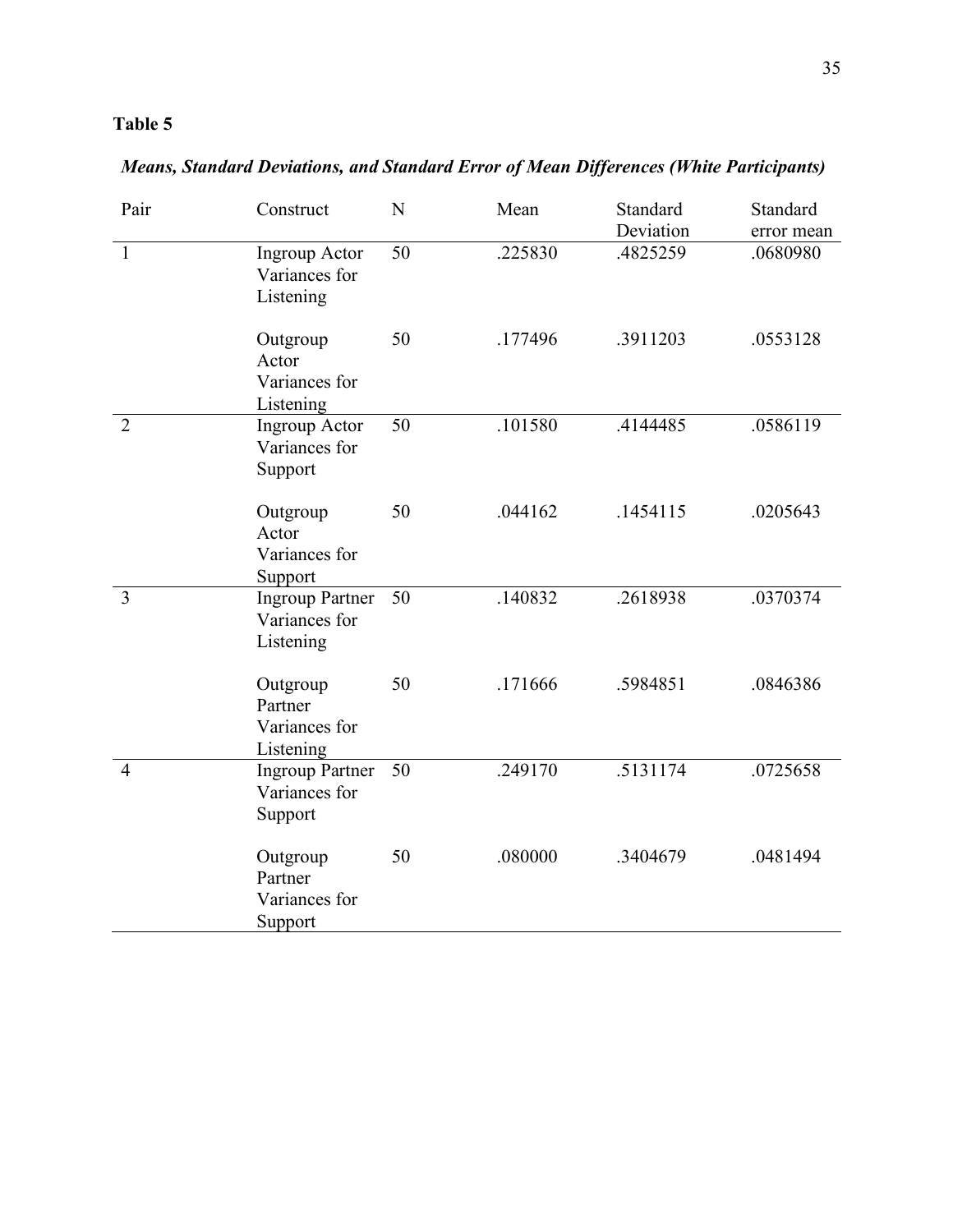**Table 5**

***Means, Standard Deviations, and Standard Error of Mean Differences (White Participants)***

| Pair | Construct | N | Mean | Standard Deviation | Standard error mean |
|---|---|---|---|---|---|
| 1 | Ingroup Actor Variances for Listening | 50 | .225830 | .4825259 | .0680980 |
| | Outgroup Actor Variances for Listening | 50 | .177496 | .3911203 | .0553128 |
| 2 | Ingroup Actor Variances for Support | 50 | .101580 | .4144485 | .0586119 |
| | Outgroup Actor Variances for Support | 50 | .044162 | .1454115 | .0205643 |
| 3 | Ingroup Partner Variances for Listening | 50 | .140832 | .2618938 | .0370374 |
| | Outgroup Partner Variances for Listening | 50 | .171666 | .5984851 | .0846386 |
| 4 | Ingroup Partner Variances for Support | 50 | .249170 | .5131174 | .0725658 |
| | Outgroup Partner Variances for Support | 50 | .080000 | .3404679 | .0481494 |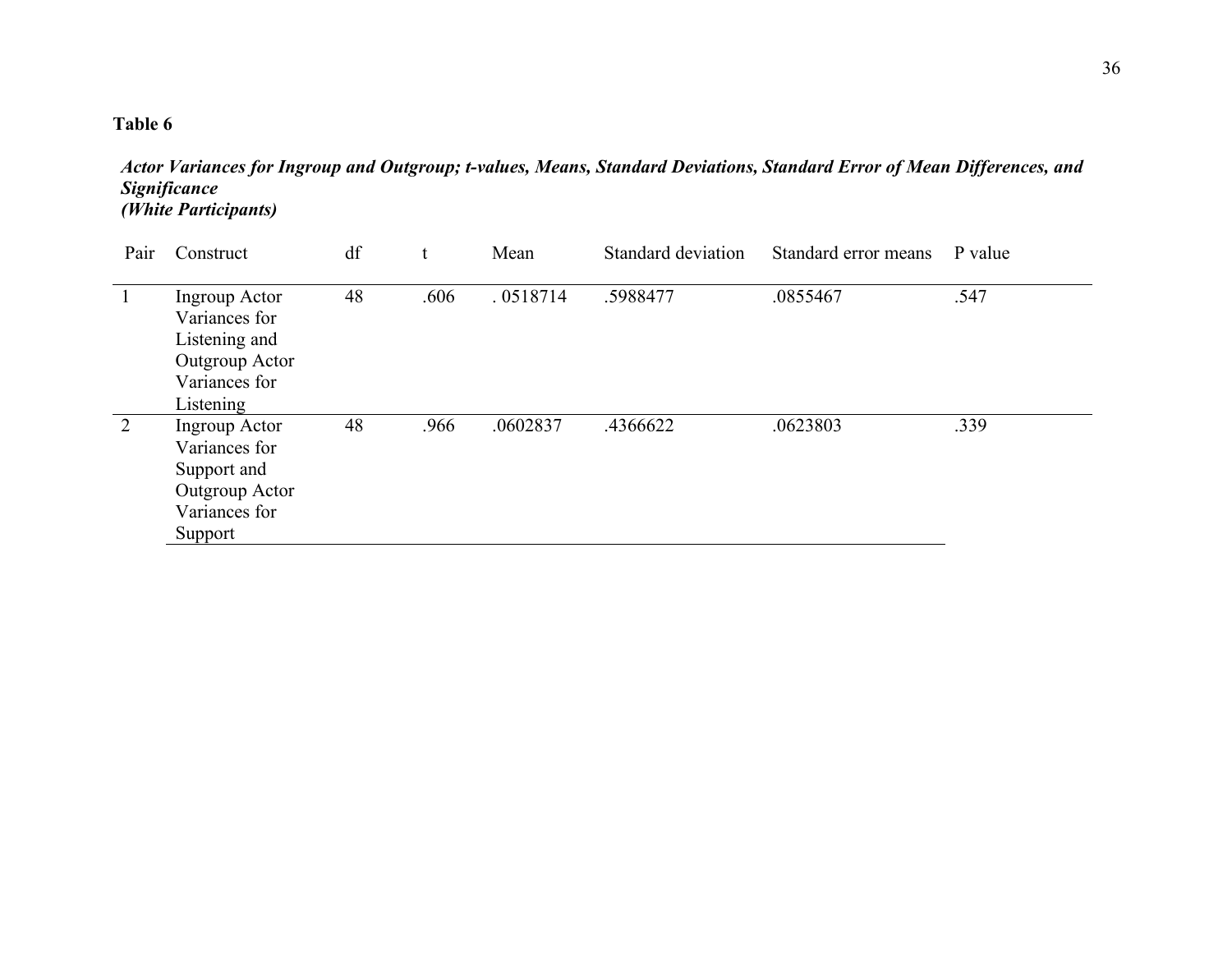**Table 6**

***Actor Variances for Ingroup and Outgroup; t-values, Means, Standard Deviations, Standard Error of Mean Differences, and Significance***
***(White Participants)***

| Pair | Construct | df | t | Mean | Standard deviation | Standard error means | P value |
|---|---|---|---|---|---|---|---|
| 1 | Ingroup Actor Variances for Listening and Outgroup Actor Variances for Listening | 48 | .606 | . 0518714 | .5988477 | .0855467 | .547 |
| 2 | Ingroup Actor Variances for Support and Outgroup Actor Variances for Support | 48 | .966 | .0602837 | .4366622 | .0623803 | .339 |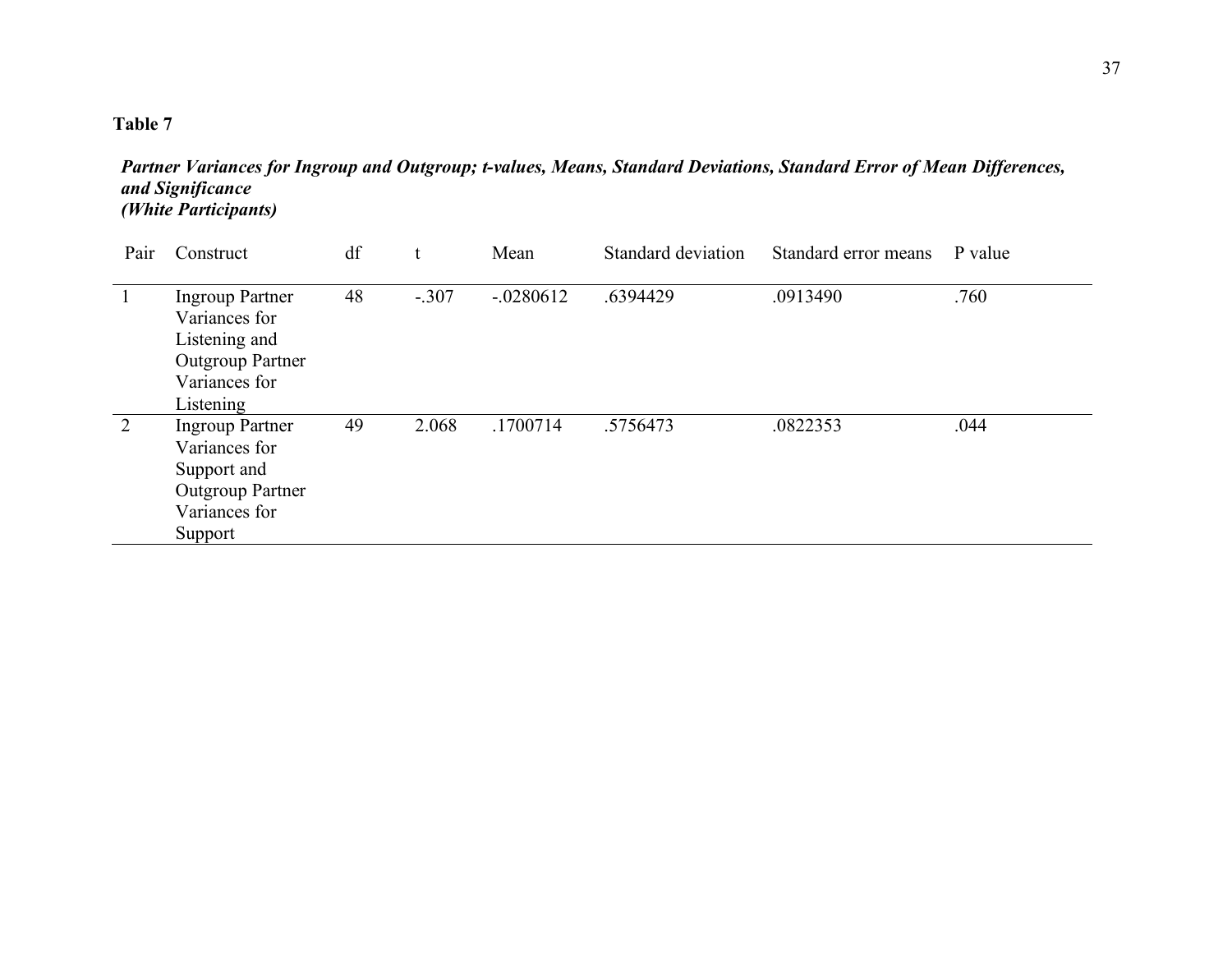**Table 7**

***Partner Variances for Ingroup and Outgroup; t-values, Means, Standard Deviations, Standard Error of Mean Differences, and Significance***
***(White Participants)***

| Pair | Construct | df | t | Mean | Standard deviation | Standard error means | P value |
|---|---|---|---|---|---|---|---|
| 1 | Ingroup Partner Variances for Listening and Outgroup Partner Variances for Listening | 48 | -.307 | -.0280612 | .6394429 | .0913490 | .760 |
| 2 | Ingroup Partner Variances for Support and Outgroup Partner Variances for Support | 49 | 2.068 | .1700714 | .5756473 | .0822353 | .044 |